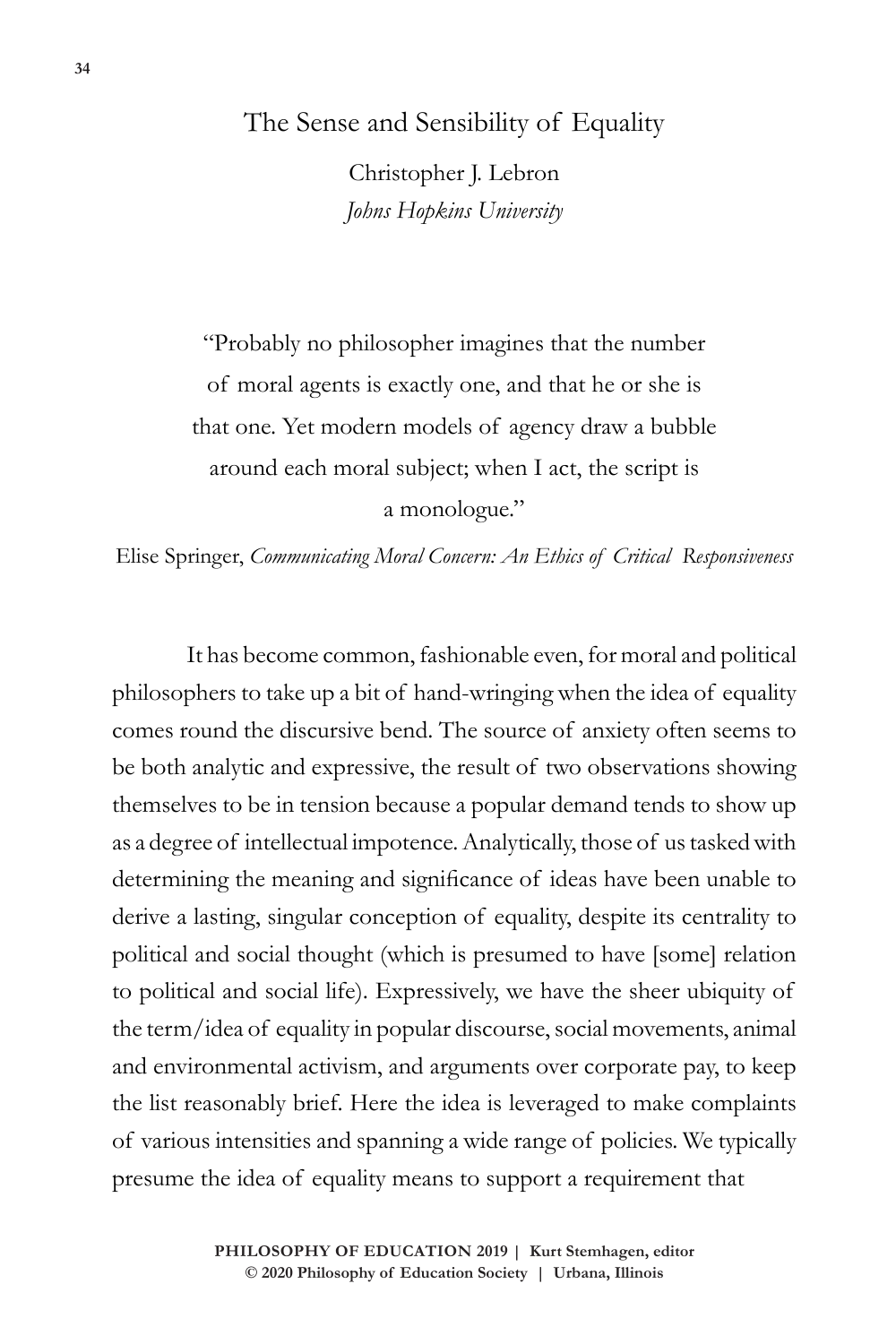# The Sense and Sensibility of Equality

Christopher J. Lebron
*Johns Hopkins University*

> "Probably no philosopher imagines that the number of moral agents is exactly one, and that he or she is that one. Yet modern models of agency draw a bubble around each moral subject; when I act, the script is a monologue."
>
> Elise Springer, *Communicating Moral Concern: An Ethics of Critical Responsiveness*

It has become common, fashionable even, for moral and political philosophers to take up a bit of hand-wringing when the idea of equality comes round the discursive bend. The source of anxiety often seems to be both analytic and expressive, the result of two observations showing themselves to be in tension because a popular demand tends to show up as a degree of intellectual impotence. Analytically, those of us tasked with determining the meaning and significance of ideas have been unable to derive a lasting, singular conception of equality, despite its centrality to political and social thought (which is presumed to have [some] relation to political and social life). Expressively, we have the sheer ubiquity of the term/idea of equality in popular discourse, social movements, animal and environmental activism, and arguments over corporate pay, to keep the list reasonably brief. Here the idea is leveraged to make complaints of various intensities and spanning a wide range of policies. We typically presume the idea of equality means to support a requirement that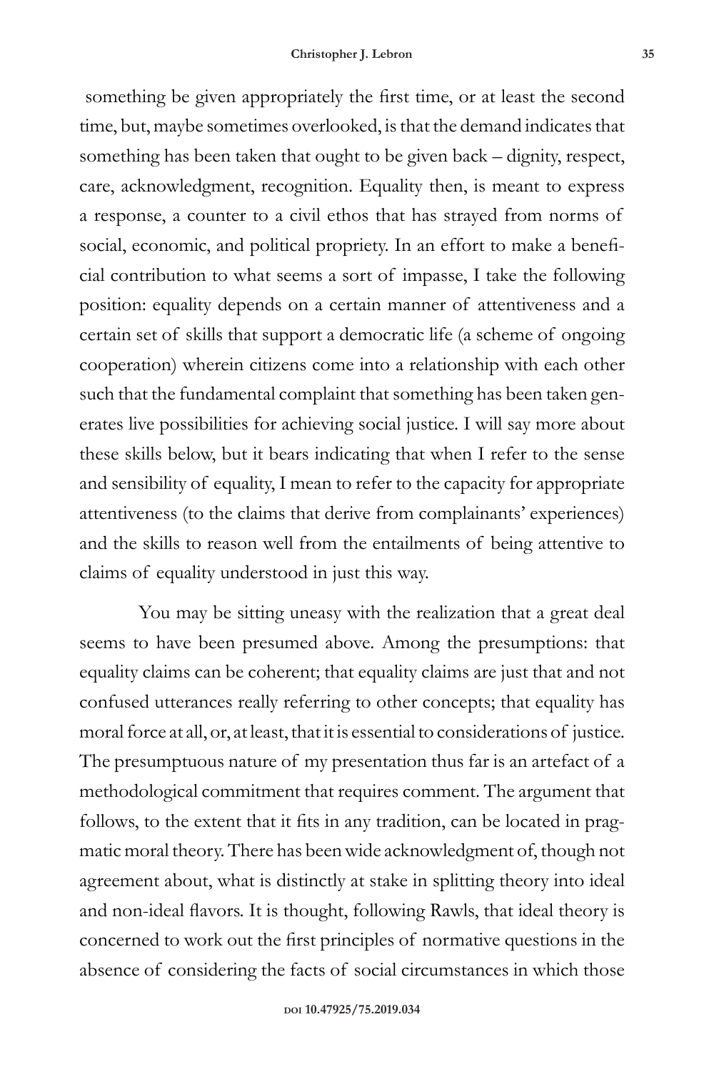something be given appropriately the first time, or at least the second time, but, maybe sometimes overlooked, is that the demand indicates that something has been taken that ought to be given back – dignity, respect, care, acknowledgment, recognition. Equality then, is meant to express a response, a counter to a civil ethos that has strayed from norms of social, economic, and political propriety. In an effort to make a beneficial contribution to what seems a sort of impasse, I take the following position: equality depends on a certain manner of attentiveness and a certain set of skills that support a democratic life (a scheme of ongoing cooperation) wherein citizens come into a relationship with each other such that the fundamental complaint that something has been taken generates live possibilities for achieving social justice. I will say more about these skills below, but it bears indicating that when I refer to the sense and sensibility of equality, I mean to refer to the capacity for appropriate attentiveness (to the claims that derive from complainants' experiences) and the skills to reason well from the entailments of being attentive to claims of equality understood in just this way.

You may be sitting uneasy with the realization that a great deal seems to have been presumed above. Among the presumptions: that equality claims can be coherent; that equality claims are just that and not confused utterances really referring to other concepts; that equality has moral force at all, or, at least, that it is essential to considerations of justice. The presumptuous nature of my presentation thus far is an artefact of a methodological commitment that requires comment. The argument that follows, to the extent that it fits in any tradition, can be located in pragmatic moral theory. There has been wide acknowledgment of, though not agreement about, what is distinctly at stake in splitting theory into ideal and non-ideal flavors. It is thought, following Rawls, that ideal theory is concerned to work out the first principles of normative questions in the absence of considering the facts of social circumstances in which those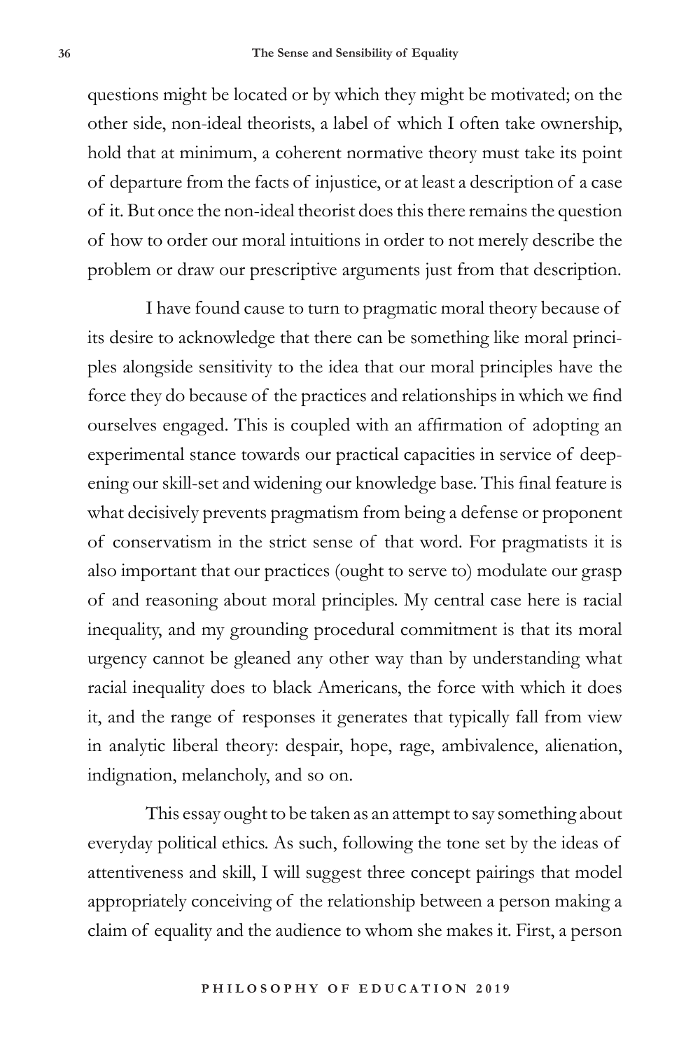questions might be located or by which they might be motivated; on the other side, non-ideal theorists, a label of which I often take ownership, hold that at minimum, a coherent normative theory must take its point of departure from the facts of injustice, or at least a description of a case of it. But once the non-ideal theorist does this there remains the question of how to order our moral intuitions in order to not merely describe the problem or draw our prescriptive arguments just from that description.

I have found cause to turn to pragmatic moral theory because of its desire to acknowledge that there can be something like moral principles alongside sensitivity to the idea that our moral principles have the force they do because of the practices and relationships in which we find ourselves engaged. This is coupled with an affirmation of adopting an experimental stance towards our practical capacities in service of deepening our skill-set and widening our knowledge base. This final feature is what decisively prevents pragmatism from being a defense or proponent of conservatism in the strict sense of that word. For pragmatists it is also important that our practices (ought to serve to) modulate our grasp of and reasoning about moral principles. My central case here is racial inequality, and my grounding procedural commitment is that its moral urgency cannot be gleaned any other way than by understanding what racial inequality does to black Americans, the force with which it does it, and the range of responses it generates that typically fall from view in analytic liberal theory: despair, hope, rage, ambivalence, alienation, indignation, melancholy, and so on.

This essay ought to be taken as an attempt to say something about everyday political ethics. As such, following the tone set by the ideas of attentiveness and skill, I will suggest three concept pairings that model appropriately conceiving of the relationship between a person making a claim of equality and the audience to whom she makes it. First, a person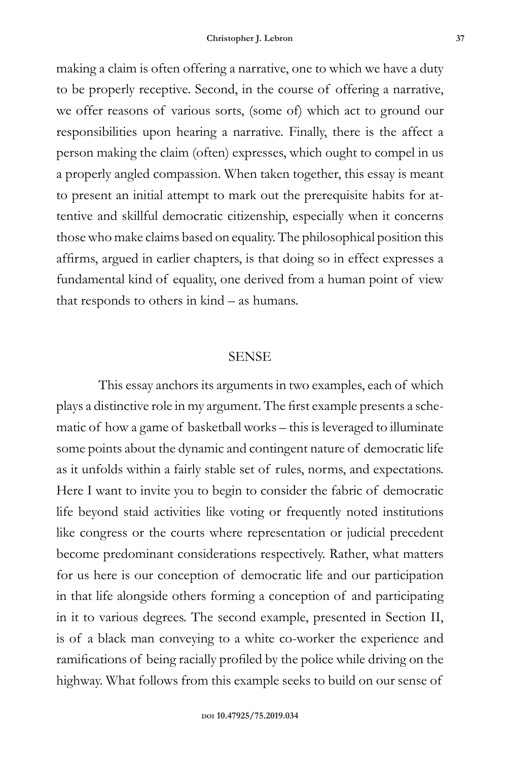making a claim is often offering a narrative, one to which we have a duty to be properly receptive. Second, in the course of offering a narrative, we offer reasons of various sorts, (some of) which act to ground our responsibilities upon hearing a narrative. Finally, there is the affect a person making the claim (often) expresses, which ought to compel in us a properly angled compassion. When taken together, this essay is meant to present an initial attempt to mark out the prerequisite habits for attentive and skillful democratic citizenship, especially when it concerns those who make claims based on equality. The philosophical position this affirms, argued in earlier chapters, is that doing so in effect expresses a fundamental kind of equality, one derived from a human point of view that responds to others in kind – as humans.

## SENSE

This essay anchors its arguments in two examples, each of which plays a distinctive role in my argument. The first example presents a schematic of how a game of basketball works – this is leveraged to illuminate some points about the dynamic and contingent nature of democratic life as it unfolds within a fairly stable set of rules, norms, and expectations. Here I want to invite you to begin to consider the fabric of democratic life beyond staid activities like voting or frequently noted institutions like congress or the courts where representation or judicial precedent become predominant considerations respectively. Rather, what matters for us here is our conception of democratic life and our participation in that life alongside others forming a conception of and participating in it to various degrees. The second example, presented in Section II, is of a black man conveying to a white co-worker the experience and ramifications of being racially profiled by the police while driving on the highway. What follows from this example seeks to build on our sense of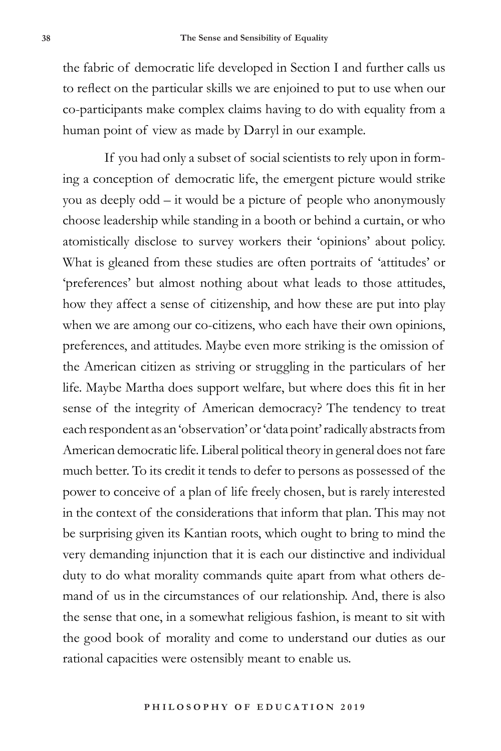the fabric of democratic life developed in Section I and further calls us to reflect on the particular skills we are enjoined to put to use when our co-participants make complex claims having to do with equality from a human point of view as made by Darryl in our example.

If you had only a subset of social scientists to rely upon in forming a conception of democratic life, the emergent picture would strike you as deeply odd – it would be a picture of people who anonymously choose leadership while standing in a booth or behind a curtain, or who atomistically disclose to survey workers their 'opinions' about policy. What is gleaned from these studies are often portraits of 'attitudes' or 'preferences' but almost nothing about what leads to those attitudes, how they affect a sense of citizenship, and how these are put into play when we are among our co-citizens, who each have their own opinions, preferences, and attitudes. Maybe even more striking is the omission of the American citizen as striving or struggling in the particulars of her life. Maybe Martha does support welfare, but where does this fit in her sense of the integrity of American democracy? The tendency to treat each respondent as an 'observation' or 'data point' radically abstracts from American democratic life. Liberal political theory in general does not fare much better. To its credit it tends to defer to persons as possessed of the power to conceive of a plan of life freely chosen, but is rarely interested in the context of the considerations that inform that plan. This may not be surprising given its Kantian roots, which ought to bring to mind the very demanding injunction that it is each our distinctive and individual duty to do what morality commands quite apart from what others demand of us in the circumstances of our relationship. And, there is also the sense that one, in a somewhat religious fashion, is meant to sit with the good book of morality and come to understand our duties as our rational capacities were ostensibly meant to enable us.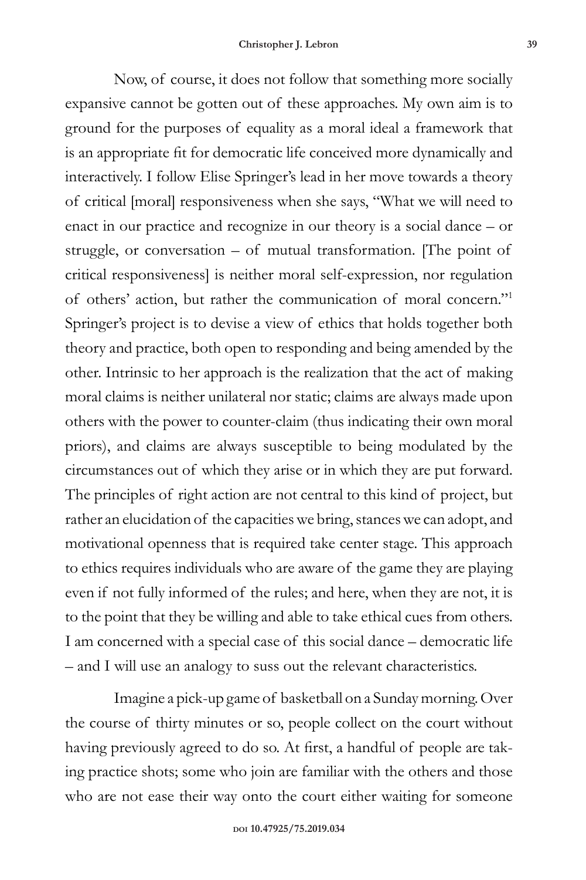Now, of course, it does not follow that something more socially expansive cannot be gotten out of these approaches. My own aim is to ground for the purposes of equality as a moral ideal a framework that is an appropriate fit for democratic life conceived more dynamically and interactively. I follow Elise Springer's lead in her move towards a theory of critical [moral] responsiveness when she says, "What we will need to enact in our practice and recognize in our theory is a social dance – or struggle, or conversation – of mutual transformation. [The point of critical responsiveness] is neither moral self-expression, nor regulation of others' action, but rather the communication of moral concern."[1] Springer's project is to devise a view of ethics that holds together both theory and practice, both open to responding and being amended by the other. Intrinsic to her approach is the realization that the act of making moral claims is neither unilateral nor static; claims are always made upon others with the power to counter-claim (thus indicating their own moral priors), and claims are always susceptible to being modulated by the circumstances out of which they arise or in which they are put forward. The principles of right action are not central to this kind of project, but rather an elucidation of the capacities we bring, stances we can adopt, and motivational openness that is required take center stage. This approach to ethics requires individuals who are aware of the game they are playing even if not fully informed of the rules; and here, when they are not, it is to the point that they be willing and able to take ethical cues from others. I am concerned with a special case of this social dance – democratic life – and I will use an analogy to suss out the relevant characteristics.

Imagine a pick-up game of basketball on a Sunday morning. Over the course of thirty minutes or so, people collect on the court without having previously agreed to do so. At first, a handful of people are taking practice shots; some who join are familiar with the others and those who are not ease their way onto the court either waiting for someone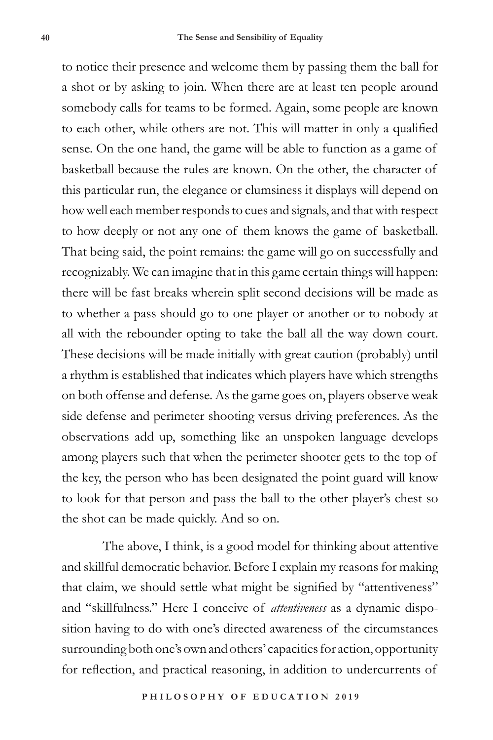to notice their presence and welcome them by passing them the ball for a shot or by asking to join. When there are at least ten people around somebody calls for teams to be formed. Again, some people are known to each other, while others are not. This will matter in only a qualified sense. On the one hand, the game will be able to function as a game of basketball because the rules are known. On the other, the character of this particular run, the elegance or clumsiness it displays will depend on how well each member responds to cues and signals, and that with respect to how deeply or not any one of them knows the game of basketball. That being said, the point remains: the game will go on successfully and recognizably. We can imagine that in this game certain things will happen: there will be fast breaks wherein split second decisions will be made as to whether a pass should go to one player or another or to nobody at all with the rebounder opting to take the ball all the way down court. These decisions will be made initially with great caution (probably) until a rhythm is established that indicates which players have which strengths on both offense and defense. As the game goes on, players observe weak side defense and perimeter shooting versus driving preferences. As the observations add up, something like an unspoken language develops among players such that when the perimeter shooter gets to the top of the key, the person who has been designated the point guard will know to look for that person and pass the ball to the other player's chest so the shot can be made quickly. And so on.

The above, I think, is a good model for thinking about attentive and skillful democratic behavior. Before I explain my reasons for making that claim, we should settle what might be signified by "attentiveness" and "skillfulness." Here I conceive of *attentiveness* as a dynamic disposition having to do with one's directed awareness of the circumstances surrounding both one's own and others' capacities for action, opportunity for reflection, and practical reasoning, in addition to undercurrents of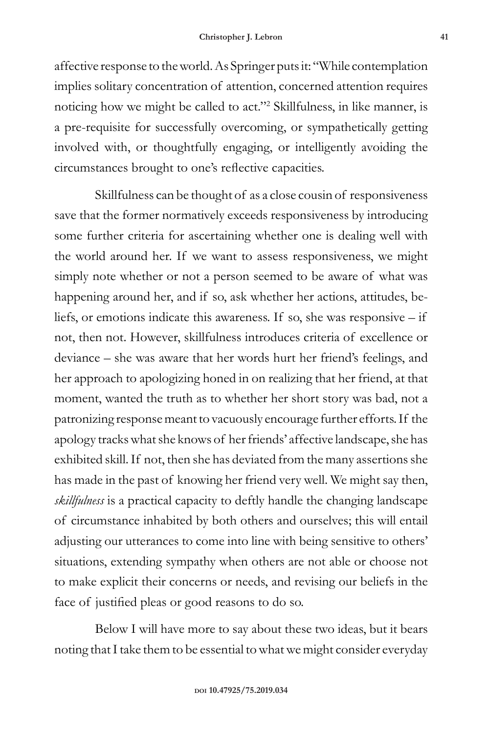affective response to the world. As Springer puts it: "While contemplation implies solitary concentration of attention, concerned attention requires noticing how we might be called to act."[2] Skillfulness, in like manner, is a pre-requisite for successfully overcoming, or sympathetically getting involved with, or thoughtfully engaging, or intelligently avoiding the circumstances brought to one's reflective capacities.

Skillfulness can be thought of as a close cousin of responsiveness save that the former normatively exceeds responsiveness by introducing some further criteria for ascertaining whether one is dealing well with the world around her. If we want to assess responsiveness, we might simply note whether or not a person seemed to be aware of what was happening around her, and if so, ask whether her actions, attitudes, beliefs, or emotions indicate this awareness. If so, she was responsive – if not, then not. However, skillfulness introduces criteria of excellence or deviance – she was aware that her words hurt her friend's feelings, and her approach to apologizing honed in on realizing that her friend, at that moment, wanted the truth as to whether her short story was bad, not a patronizing response meant to vacuously encourage further efforts. If the apology tracks what she knows of her friends' affective landscape, she has exhibited skill. If not, then she has deviated from the many assertions she has made in the past of knowing her friend very well. We might say then, *skillfulness* is a practical capacity to deftly handle the changing landscape of circumstance inhabited by both others and ourselves; this will entail adjusting our utterances to come into line with being sensitive to others' situations, extending sympathy when others are not able or choose not to make explicit their concerns or needs, and revising our beliefs in the face of justified pleas or good reasons to do so.

Below I will have more to say about these two ideas, but it bears noting that I take them to be essential to what we might consider everyday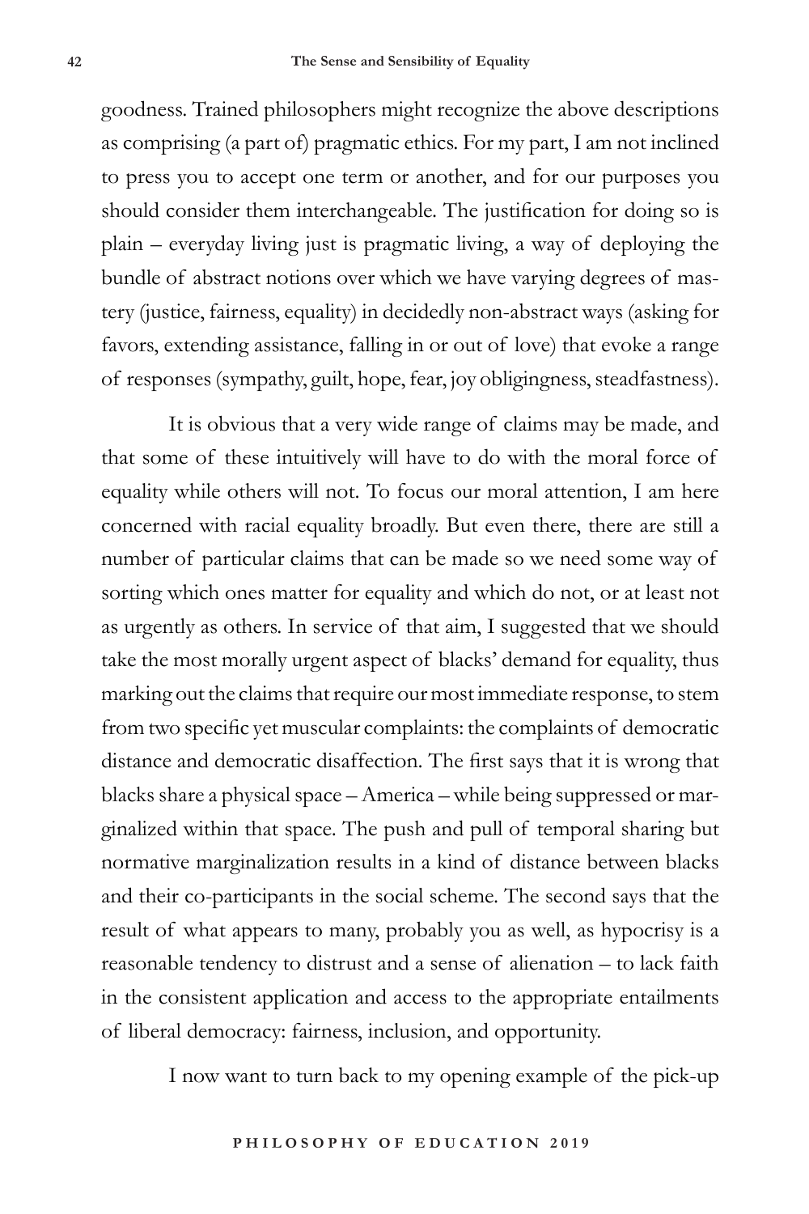goodness. Trained philosophers might recognize the above descriptions as comprising (a part of) pragmatic ethics. For my part, I am not inclined to press you to accept one term or another, and for our purposes you should consider them interchangeable. The justification for doing so is plain – everyday living just is pragmatic living, a way of deploying the bundle of abstract notions over which we have varying degrees of mastery (justice, fairness, equality) in decidedly non-abstract ways (asking for favors, extending assistance, falling in or out of love) that evoke a range of responses (sympathy, guilt, hope, fear, joy obligingness, steadfastness).

It is obvious that a very wide range of claims may be made, and that some of these intuitively will have to do with the moral force of equality while others will not. To focus our moral attention, I am here concerned with racial equality broadly. But even there, there are still a number of particular claims that can be made so we need some way of sorting which ones matter for equality and which do not, or at least not as urgently as others. In service of that aim, I suggested that we should take the most morally urgent aspect of blacks' demand for equality, thus marking out the claims that require our most immediate response, to stem from two specific yet muscular complaints: the complaints of democratic distance and democratic disaffection. The first says that it is wrong that blacks share a physical space – America – while being suppressed or marginalized within that space. The push and pull of temporal sharing but normative marginalization results in a kind of distance between blacks and their co-participants in the social scheme. The second says that the result of what appears to many, probably you as well, as hypocrisy is a reasonable tendency to distrust and a sense of alienation – to lack faith in the consistent application and access to the appropriate entailments of liberal democracy: fairness, inclusion, and opportunity.

I now want to turn back to my opening example of the pick-up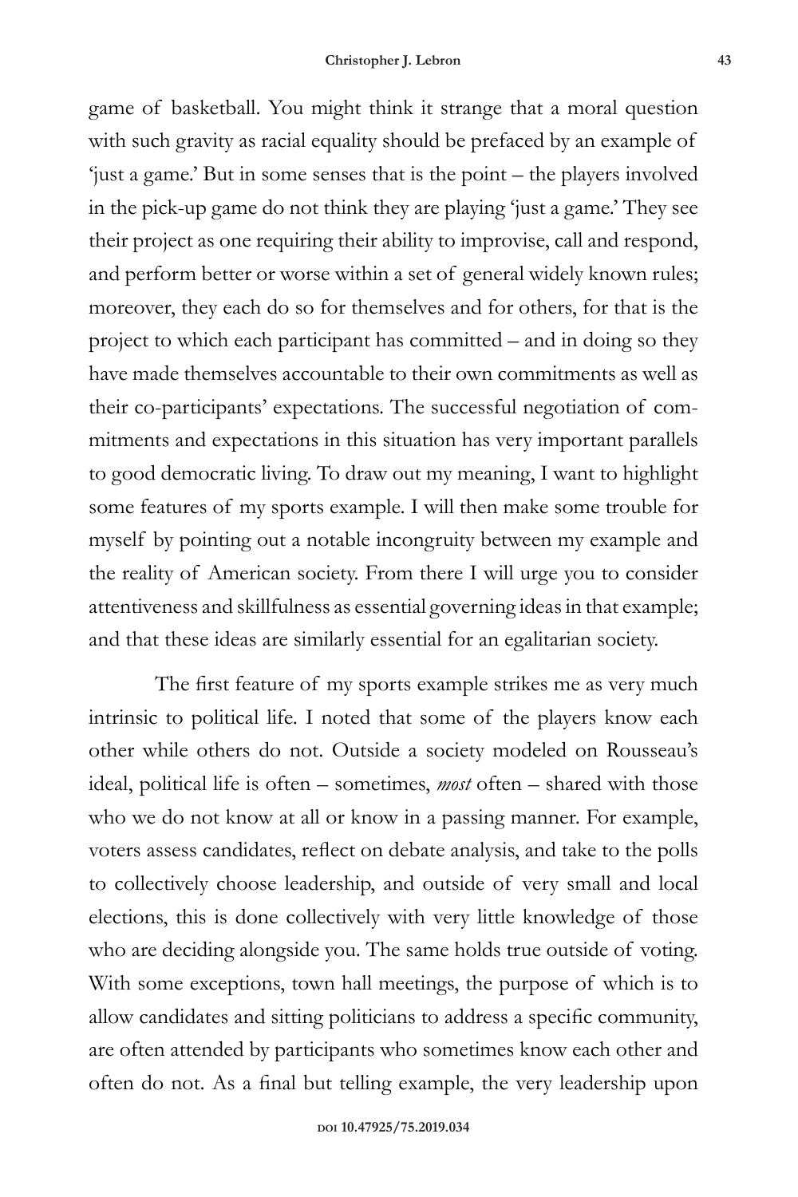game of basketball. You might think it strange that a moral question with such gravity as racial equality should be prefaced by an example of 'just a game.' But in some senses that is the point – the players involved in the pick-up game do not think they are playing 'just a game.' They see their project as one requiring their ability to improvise, call and respond, and perform better or worse within a set of general widely known rules; moreover, they each do so for themselves and for others, for that is the project to which each participant has committed – and in doing so they have made themselves accountable to their own commitments as well as their co-participants' expectations. The successful negotiation of commitments and expectations in this situation has very important parallels to good democratic living. To draw out my meaning, I want to highlight some features of my sports example. I will then make some trouble for myself by pointing out a notable incongruity between my example and the reality of American society. From there I will urge you to consider attentiveness and skillfulness as essential governing ideas in that example; and that these ideas are similarly essential for an egalitarian society.

The first feature of my sports example strikes me as very much intrinsic to political life. I noted that some of the players know each other while others do not. Outside a society modeled on Rousseau's ideal, political life is often – sometimes, *most* often – shared with those who we do not know at all or know in a passing manner. For example, voters assess candidates, reflect on debate analysis, and take to the polls to collectively choose leadership, and outside of very small and local elections, this is done collectively with very little knowledge of those who are deciding alongside you. The same holds true outside of voting. With some exceptions, town hall meetings, the purpose of which is to allow candidates and sitting politicians to address a specific community, are often attended by participants who sometimes know each other and often do not. As a final but telling example, the very leadership upon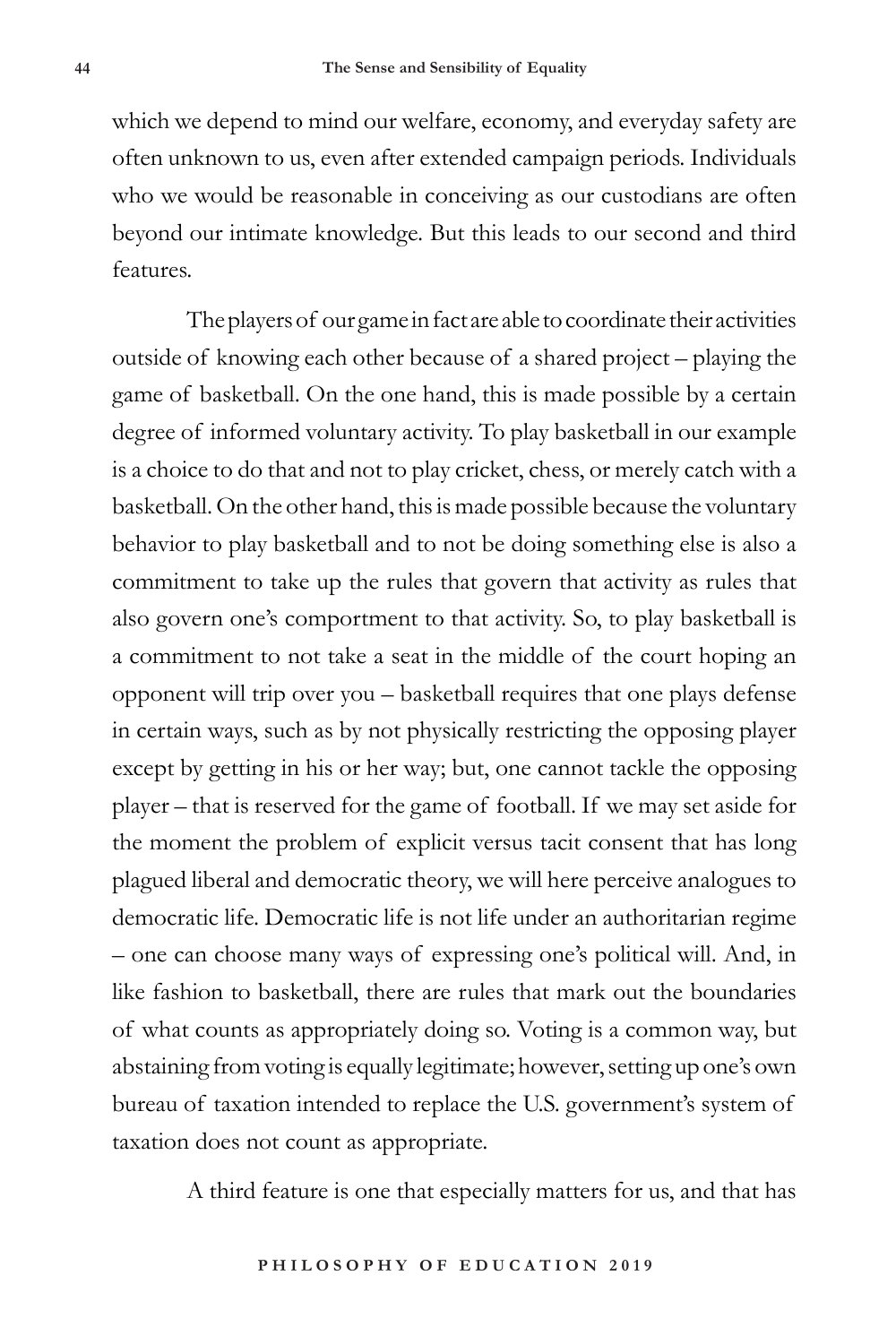which we depend to mind our welfare, economy, and everyday safety are often unknown to us, even after extended campaign periods. Individuals who we would be reasonable in conceiving as our custodians are often beyond our intimate knowledge. But this leads to our second and third features.

The players of our game in fact are able to coordinate their activities outside of knowing each other because of a shared project – playing the game of basketball. On the one hand, this is made possible by a certain degree of informed voluntary activity. To play basketball in our example is a choice to do that and not to play cricket, chess, or merely catch with a basketball. On the other hand, this is made possible because the voluntary behavior to play basketball and to not be doing something else is also a commitment to take up the rules that govern that activity as rules that also govern one's comportment to that activity. So, to play basketball is a commitment to not take a seat in the middle of the court hoping an opponent will trip over you – basketball requires that one plays defense in certain ways, such as by not physically restricting the opposing player except by getting in his or her way; but, one cannot tackle the opposing player – that is reserved for the game of football. If we may set aside for the moment the problem of explicit versus tacit consent that has long plagued liberal and democratic theory, we will here perceive analogues to democratic life. Democratic life is not life under an authoritarian regime – one can choose many ways of expressing one's political will. And, in like fashion to basketball, there are rules that mark out the boundaries of what counts as appropriately doing so. Voting is a common way, but abstaining from voting is equally legitimate; however, setting up one's own bureau of taxation intended to replace the U.S. government's system of taxation does not count as appropriate.

A third feature is one that especially matters for us, and that has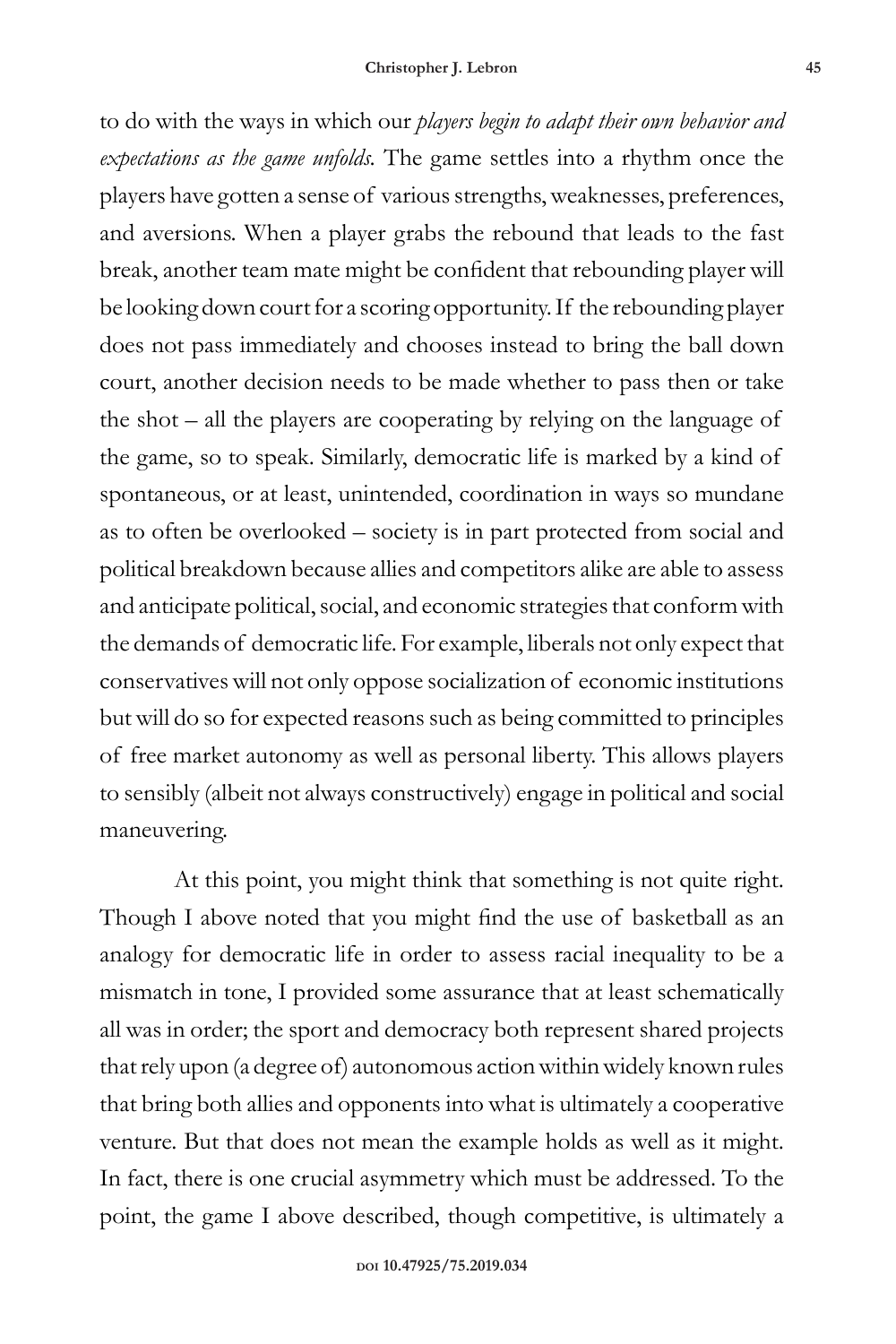to do with the ways in which our *players begin to adapt their own behavior and expectations as the game unfolds.* The game settles into a rhythm once the players have gotten a sense of various strengths, weaknesses, preferences, and aversions. When a player grabs the rebound that leads to the fast break, another team mate might be confident that rebounding player will be looking down court for a scoring opportunity. If the rebounding player does not pass immediately and chooses instead to bring the ball down court, another decision needs to be made whether to pass then or take the shot – all the players are cooperating by relying on the language of the game, so to speak. Similarly, democratic life is marked by a kind of spontaneous, or at least, unintended, coordination in ways so mundane as to often be overlooked – society is in part protected from social and political breakdown because allies and competitors alike are able to assess and anticipate political, social, and economic strategies that conform with the demands of democratic life. For example, liberals not only expect that conservatives will not only oppose socialization of economic institutions but will do so for expected reasons such as being committed to principles of free market autonomy as well as personal liberty. This allows players to sensibly (albeit not always constructively) engage in political and social maneuvering.

At this point, you might think that something is not quite right. Though I above noted that you might find the use of basketball as an analogy for democratic life in order to assess racial inequality to be a mismatch in tone, I provided some assurance that at least schematically all was in order; the sport and democracy both represent shared projects that rely upon (a degree of) autonomous action within widely known rules that bring both allies and opponents into what is ultimately a cooperative venture. But that does not mean the example holds as well as it might. In fact, there is one crucial asymmetry which must be addressed. To the point, the game I above described, though competitive, is ultimately a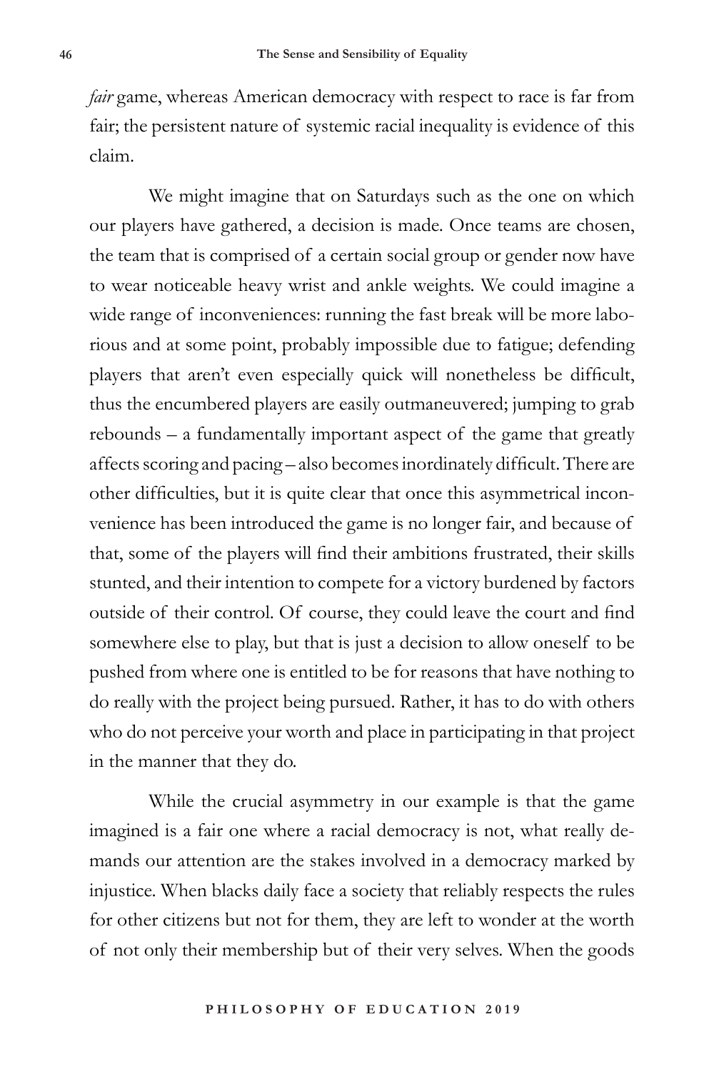*fair* game, whereas American democracy with respect to race is far from fair; the persistent nature of systemic racial inequality is evidence of this claim.

We might imagine that on Saturdays such as the one on which our players have gathered, a decision is made. Once teams are chosen, the team that is comprised of a certain social group or gender now have to wear noticeable heavy wrist and ankle weights. We could imagine a wide range of inconveniences: running the fast break will be more laborious and at some point, probably impossible due to fatigue; defending players that aren't even especially quick will nonetheless be difficult, thus the encumbered players are easily outmaneuvered; jumping to grab rebounds – a fundamentally important aspect of the game that greatly affects scoring and pacing – also becomes inordinately difficult. There are other difficulties, but it is quite clear that once this asymmetrical inconvenience has been introduced the game is no longer fair, and because of that, some of the players will find their ambitions frustrated, their skills stunted, and their intention to compete for a victory burdened by factors outside of their control. Of course, they could leave the court and find somewhere else to play, but that is just a decision to allow oneself to be pushed from where one is entitled to be for reasons that have nothing to do really with the project being pursued. Rather, it has to do with others who do not perceive your worth and place in participating in that project in the manner that they do.

While the crucial asymmetry in our example is that the game imagined is a fair one where a racial democracy is not, what really demands our attention are the stakes involved in a democracy marked by injustice. When blacks daily face a society that reliably respects the rules for other citizens but not for them, they are left to wonder at the worth of not only their membership but of their very selves. When the goods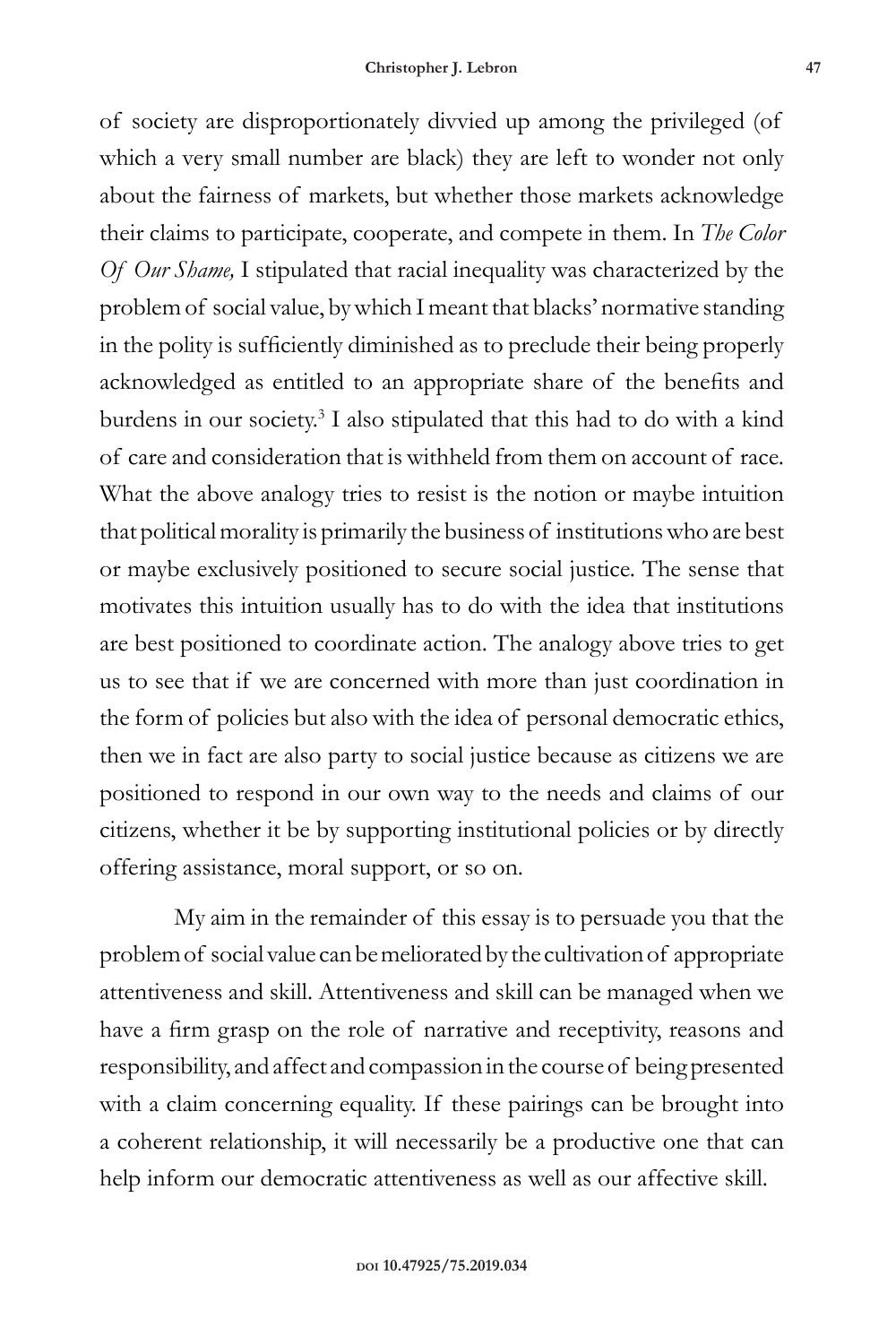of society are disproportionately divvied up among the privileged (of which a very small number are black) they are left to wonder not only about the fairness of markets, but whether those markets acknowledge their claims to participate, cooperate, and compete in them. In *The Color Of Our Shame,* I stipulated that racial inequality was characterized by the problem of social value, by which I meant that blacks' normative standing in the polity is sufficiently diminished as to preclude their being properly acknowledged as entitled to an appropriate share of the benefits and burdens in our society.[3] I also stipulated that this had to do with a kind of care and consideration that is withheld from them on account of race. What the above analogy tries to resist is the notion or maybe intuition that political morality is primarily the business of institutions who are best or maybe exclusively positioned to secure social justice. The sense that motivates this intuition usually has to do with the idea that institutions are best positioned to coordinate action. The analogy above tries to get us to see that if we are concerned with more than just coordination in the form of policies but also with the idea of personal democratic ethics, then we in fact are also party to social justice because as citizens we are positioned to respond in our own way to the needs and claims of our citizens, whether it be by supporting institutional policies or by directly offering assistance, moral support, or so on.

My aim in the remainder of this essay is to persuade you that the problem of social value can be meliorated by the cultivation of appropriate attentiveness and skill. Attentiveness and skill can be managed when we have a firm grasp on the role of narrative and receptivity, reasons and responsibility, and affect and compassion in the course of being presented with a claim concerning equality. If these pairings can be brought into a coherent relationship, it will necessarily be a productive one that can help inform our democratic attentiveness as well as our affective skill.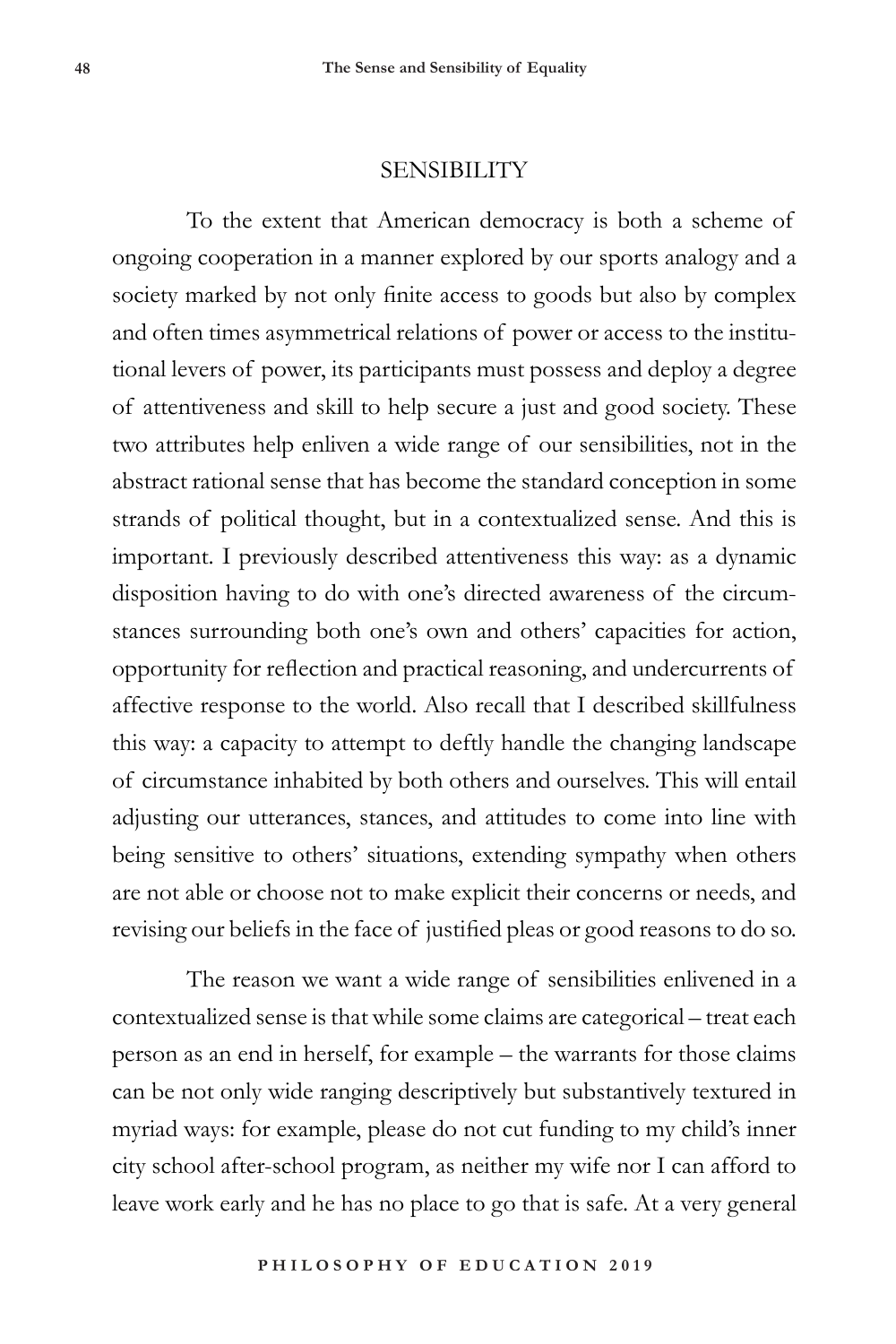## SENSIBILITY

To the extent that American democracy is both a scheme of ongoing cooperation in a manner explored by our sports analogy and a society marked by not only finite access to goods but also by complex and often times asymmetrical relations of power or access to the institutional levers of power, its participants must possess and deploy a degree of attentiveness and skill to help secure a just and good society. These two attributes help enliven a wide range of our sensibilities, not in the abstract rational sense that has become the standard conception in some strands of political thought, but in a contextualized sense. And this is important. I previously described attentiveness this way: as a dynamic disposition having to do with one's directed awareness of the circumstances surrounding both one's own and others' capacities for action, opportunity for reflection and practical reasoning, and undercurrents of affective response to the world. Also recall that I described skillfulness this way: a capacity to attempt to deftly handle the changing landscape of circumstance inhabited by both others and ourselves. This will entail adjusting our utterances, stances, and attitudes to come into line with being sensitive to others' situations, extending sympathy when others are not able or choose not to make explicit their concerns or needs, and revising our beliefs in the face of justified pleas or good reasons to do so.

The reason we want a wide range of sensibilities enlivened in a contextualized sense is that while some claims are categorical – treat each person as an end in herself, for example – the warrants for those claims can be not only wide ranging descriptively but substantively textured in myriad ways: for example, please do not cut funding to my child's inner city school after-school program, as neither my wife nor I can afford to leave work early and he has no place to go that is safe. At a very general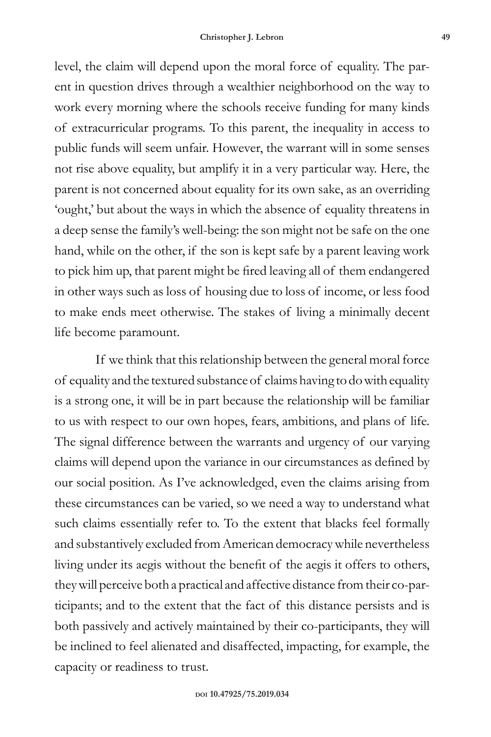level, the claim will depend upon the moral force of equality. The parent in question drives through a wealthier neighborhood on the way to work every morning where the schools receive funding for many kinds of extracurricular programs. To this parent, the inequality in access to public funds will seem unfair. However, the warrant will in some senses not rise above equality, but amplify it in a very particular way. Here, the parent is not concerned about equality for its own sake, as an overriding 'ought,' but about the ways in which the absence of equality threatens in a deep sense the family's well-being: the son might not be safe on the one hand, while on the other, if the son is kept safe by a parent leaving work to pick him up, that parent might be fired leaving all of them endangered in other ways such as loss of housing due to loss of income, or less food to make ends meet otherwise. The stakes of living a minimally decent life become paramount.

If we think that this relationship between the general moral force of equality and the textured substance of claims having to do with equality is a strong one, it will be in part because the relationship will be familiar to us with respect to our own hopes, fears, ambitions, and plans of life. The signal difference between the warrants and urgency of our varying claims will depend upon the variance in our circumstances as defined by our social position. As I've acknowledged, even the claims arising from these circumstances can be varied, so we need a way to understand what such claims essentially refer to. To the extent that blacks feel formally and substantively excluded from American democracy while nevertheless living under its aegis without the benefit of the aegis it offers to others, they will perceive both a practical and affective distance from their co-participants; and to the extent that the fact of this distance persists and is both passively and actively maintained by their co-participants, they will be inclined to feel alienated and disaffected, impacting, for example, the capacity or readiness to trust.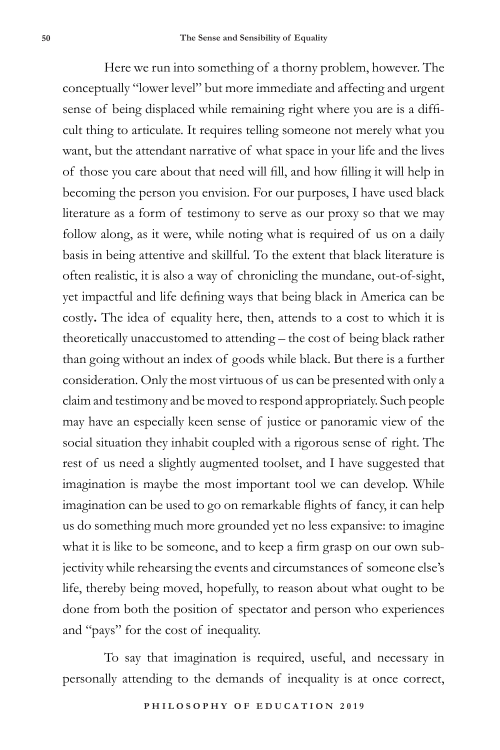Here we run into something of a thorny problem, however. The conceptually "lower level" but more immediate and affecting and urgent sense of being displaced while remaining right where you are is a difficult thing to articulate. It requires telling someone not merely what you want, but the attendant narrative of what space in your life and the lives of those you care about that need will fill, and how filling it will help in becoming the person you envision. For our purposes, I have used black literature as a form of testimony to serve as our proxy so that we may follow along, as it were, while noting what is required of us on a daily basis in being attentive and skillful. To the extent that black literature is often realistic, it is also a way of chronicling the mundane, out-of-sight, yet impactful and life defining ways that being black in America can be costly**.** The idea of equality here, then, attends to a cost to which it is theoretically unaccustomed to attending – the cost of being black rather than going without an index of goods while black. But there is a further consideration. Only the most virtuous of us can be presented with only a claim and testimony and be moved to respond appropriately. Such people may have an especially keen sense of justice or panoramic view of the social situation they inhabit coupled with a rigorous sense of right. The rest of us need a slightly augmented toolset, and I have suggested that imagination is maybe the most important tool we can develop. While imagination can be used to go on remarkable flights of fancy, it can help us do something much more grounded yet no less expansive: to imagine what it is like to be someone, and to keep a firm grasp on our own subjectivity while rehearsing the events and circumstances of someone else's life, thereby being moved, hopefully, to reason about what ought to be done from both the position of spectator and person who experiences and "pays" for the cost of inequality.

To say that imagination is required, useful, and necessary in personally attending to the demands of inequality is at once correct,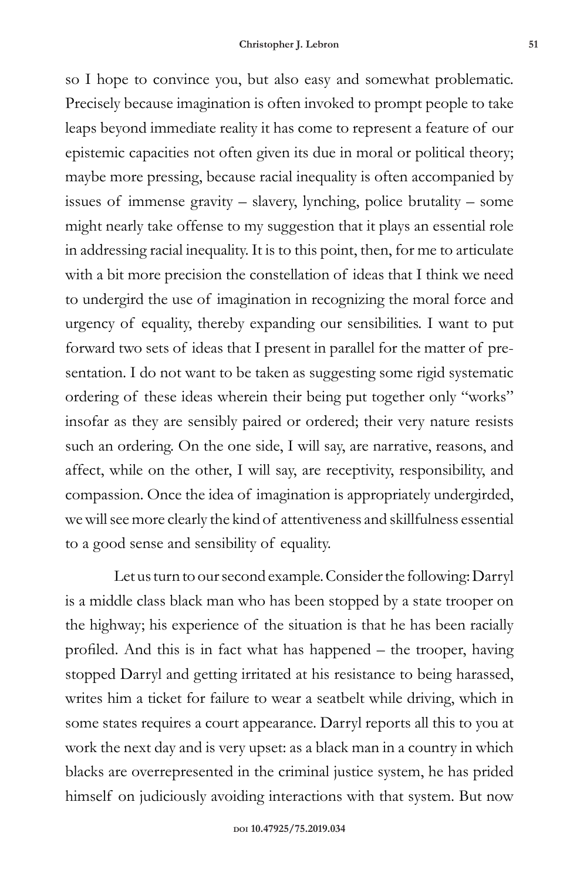so I hope to convince you, but also easy and somewhat problematic. Precisely because imagination is often invoked to prompt people to take leaps beyond immediate reality it has come to represent a feature of our epistemic capacities not often given its due in moral or political theory; maybe more pressing, because racial inequality is often accompanied by issues of immense gravity – slavery, lynching, police brutality – some might nearly take offense to my suggestion that it plays an essential role in addressing racial inequality. It is to this point, then, for me to articulate with a bit more precision the constellation of ideas that I think we need to undergird the use of imagination in recognizing the moral force and urgency of equality, thereby expanding our sensibilities. I want to put forward two sets of ideas that I present in parallel for the matter of presentation. I do not want to be taken as suggesting some rigid systematic ordering of these ideas wherein their being put together only "works" insofar as they are sensibly paired or ordered; their very nature resists such an ordering. On the one side, I will say, are narrative, reasons, and affect, while on the other, I will say, are receptivity, responsibility, and compassion. Once the idea of imagination is appropriately undergirded, we will see more clearly the kind of attentiveness and skillfulness essential to a good sense and sensibility of equality.

Let us turn to our second example. Consider the following: Darryl is a middle class black man who has been stopped by a state trooper on the highway; his experience of the situation is that he has been racially profiled. And this is in fact what has happened – the trooper, having stopped Darryl and getting irritated at his resistance to being harassed, writes him a ticket for failure to wear a seatbelt while driving, which in some states requires a court appearance. Darryl reports all this to you at work the next day and is very upset: as a black man in a country in which blacks are overrepresented in the criminal justice system, he has prided himself on judiciously avoiding interactions with that system. But now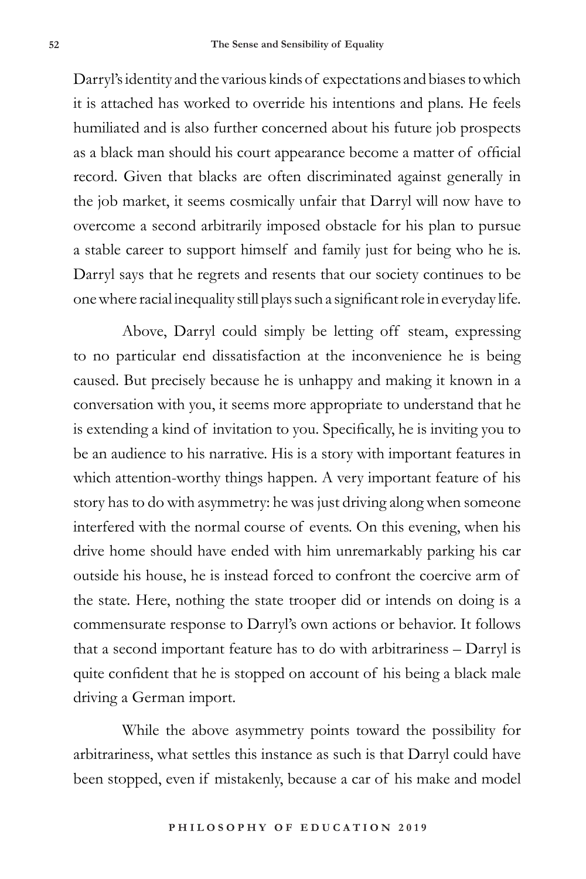Darryl's identity and the various kinds of expectations and biases to which it is attached has worked to override his intentions and plans. He feels humiliated and is also further concerned about his future job prospects as a black man should his court appearance become a matter of official record. Given that blacks are often discriminated against generally in the job market, it seems cosmically unfair that Darryl will now have to overcome a second arbitrarily imposed obstacle for his plan to pursue a stable career to support himself and family just for being who he is. Darryl says that he regrets and resents that our society continues to be one where racial inequality still plays such a significant role in everyday life.

Above, Darryl could simply be letting off steam, expressing to no particular end dissatisfaction at the inconvenience he is being caused. But precisely because he is unhappy and making it known in a conversation with you, it seems more appropriate to understand that he is extending a kind of invitation to you. Specifically, he is inviting you to be an audience to his narrative. His is a story with important features in which attention-worthy things happen. A very important feature of his story has to do with asymmetry: he was just driving along when someone interfered with the normal course of events. On this evening, when his drive home should have ended with him unremarkably parking his car outside his house, he is instead forced to confront the coercive arm of the state. Here, nothing the state trooper did or intends on doing is a commensurate response to Darryl's own actions or behavior. It follows that a second important feature has to do with arbitrariness – Darryl is quite confident that he is stopped on account of his being a black male driving a German import.

While the above asymmetry points toward the possibility for arbitrariness, what settles this instance as such is that Darryl could have been stopped, even if mistakenly, because a car of his make and model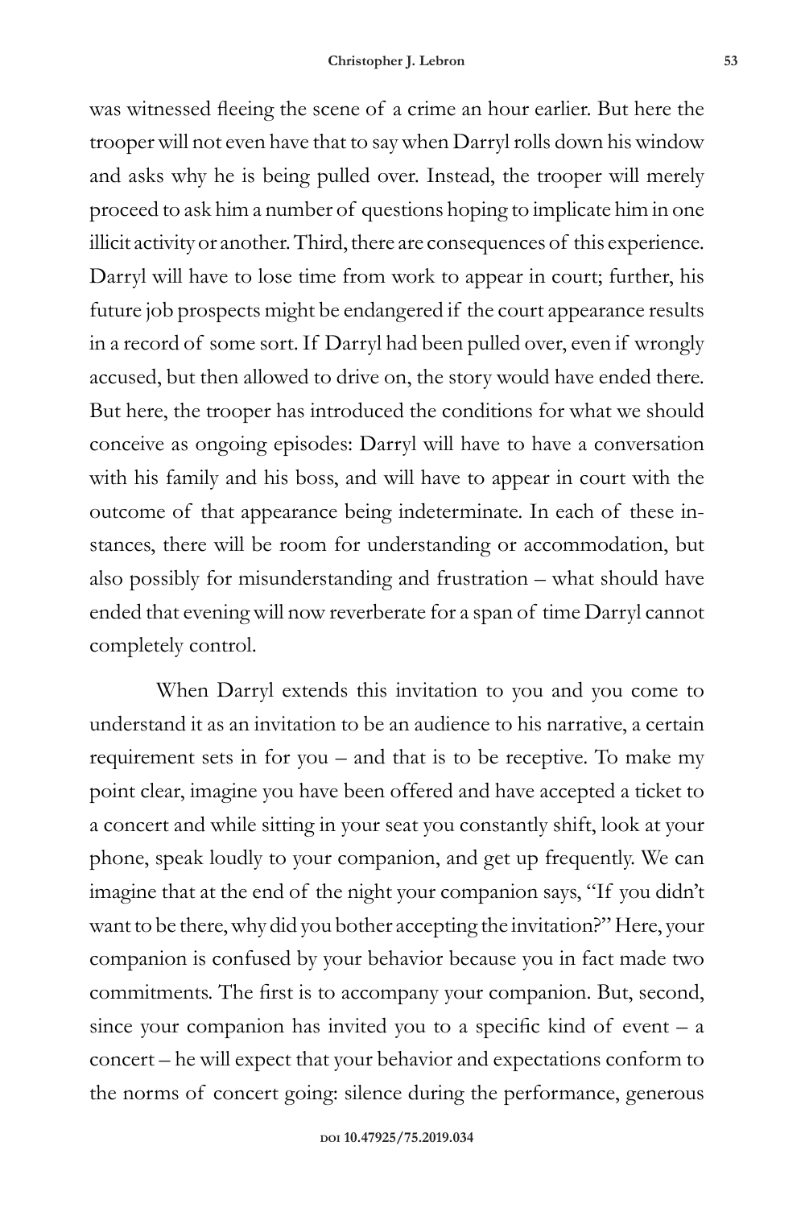was witnessed fleeing the scene of a crime an hour earlier. But here the trooper will not even have that to say when Darryl rolls down his window and asks why he is being pulled over. Instead, the trooper will merely proceed to ask him a number of questions hoping to implicate him in one illicit activity or another. Third, there are consequences of this experience. Darryl will have to lose time from work to appear in court; further, his future job prospects might be endangered if the court appearance results in a record of some sort. If Darryl had been pulled over, even if wrongly accused, but then allowed to drive on, the story would have ended there. But here, the trooper has introduced the conditions for what we should conceive as ongoing episodes: Darryl will have to have a conversation with his family and his boss, and will have to appear in court with the outcome of that appearance being indeterminate. In each of these instances, there will be room for understanding or accommodation, but also possibly for misunderstanding and frustration – what should have ended that evening will now reverberate for a span of time Darryl cannot completely control.

When Darryl extends this invitation to you and you come to understand it as an invitation to be an audience to his narrative, a certain requirement sets in for you – and that is to be receptive. To make my point clear, imagine you have been offered and have accepted a ticket to a concert and while sitting in your seat you constantly shift, look at your phone, speak loudly to your companion, and get up frequently. We can imagine that at the end of the night your companion says, "If you didn't want to be there, why did you bother accepting the invitation?" Here, your companion is confused by your behavior because you in fact made two commitments. The first is to accompany your companion. But, second, since your companion has invited you to a specific kind of event – a concert – he will expect that your behavior and expectations conform to the norms of concert going: silence during the performance, generous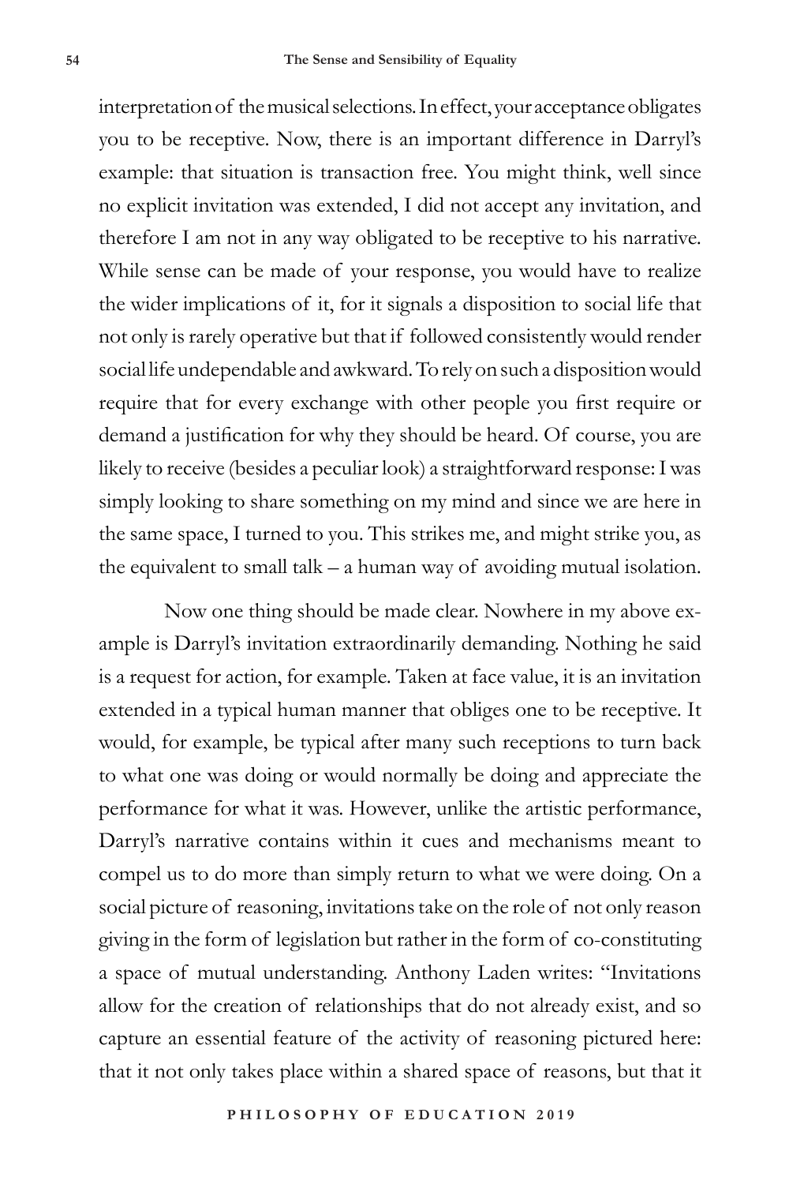interpretation of the musical selections. In effect, your acceptance obligates you to be receptive. Now, there is an important difference in Darryl's example: that situation is transaction free. You might think, well since no explicit invitation was extended, I did not accept any invitation, and therefore I am not in any way obligated to be receptive to his narrative. While sense can be made of your response, you would have to realize the wider implications of it, for it signals a disposition to social life that not only is rarely operative but that if followed consistently would render social life undependable and awkward. To rely on such a disposition would require that for every exchange with other people you first require or demand a justification for why they should be heard. Of course, you are likely to receive (besides a peculiar look) a straightforward response: I was simply looking to share something on my mind and since we are here in the same space, I turned to you. This strikes me, and might strike you, as the equivalent to small talk – a human way of avoiding mutual isolation.

Now one thing should be made clear. Nowhere in my above example is Darryl's invitation extraordinarily demanding. Nothing he said is a request for action, for example. Taken at face value, it is an invitation extended in a typical human manner that obliges one to be receptive. It would, for example, be typical after many such receptions to turn back to what one was doing or would normally be doing and appreciate the performance for what it was. However, unlike the artistic performance, Darryl's narrative contains within it cues and mechanisms meant to compel us to do more than simply return to what we were doing. On a social picture of reasoning, invitations take on the role of not only reason giving in the form of legislation but rather in the form of co-constituting a space of mutual understanding. Anthony Laden writes: "Invitations allow for the creation of relationships that do not already exist, and so capture an essential feature of the activity of reasoning pictured here: that it not only takes place within a shared space of reasons, but that it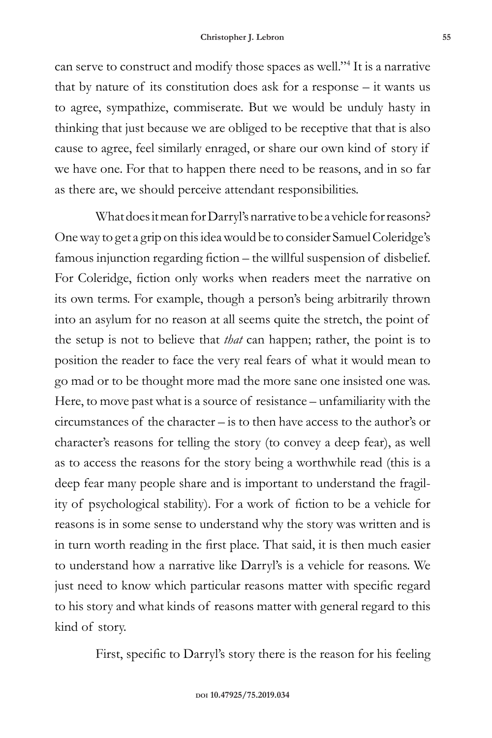can serve to construct and modify those spaces as well."[4] It is a narrative that by nature of its constitution does ask for a response – it wants us to agree, sympathize, commiserate. But we would be unduly hasty in thinking that just because we are obliged to be receptive that that is also cause to agree, feel similarly enraged, or share our own kind of story if we have one. For that to happen there need to be reasons, and in so far as there are, we should perceive attendant responsibilities.

What does it mean for Darryl's narrative to be a vehicle for reasons? One way to get a grip on this idea would be to consider Samuel Coleridge's famous injunction regarding fiction – the willful suspension of disbelief. For Coleridge, fiction only works when readers meet the narrative on its own terms. For example, though a person's being arbitrarily thrown into an asylum for no reason at all seems quite the stretch, the point of the setup is not to believe that *that* can happen; rather, the point is to position the reader to face the very real fears of what it would mean to go mad or to be thought more mad the more sane one insisted one was. Here, to move past what is a source of resistance – unfamiliarity with the circumstances of the character – is to then have access to the author's or character's reasons for telling the story (to convey a deep fear), as well as to access the reasons for the story being a worthwhile read (this is a deep fear many people share and is important to understand the fragility of psychological stability). For a work of fiction to be a vehicle for reasons is in some sense to understand why the story was written and is in turn worth reading in the first place. That said, it is then much easier to understand how a narrative like Darryl's is a vehicle for reasons. We just need to know which particular reasons matter with specific regard to his story and what kinds of reasons matter with general regard to this kind of story.

First, specific to Darryl's story there is the reason for his feeling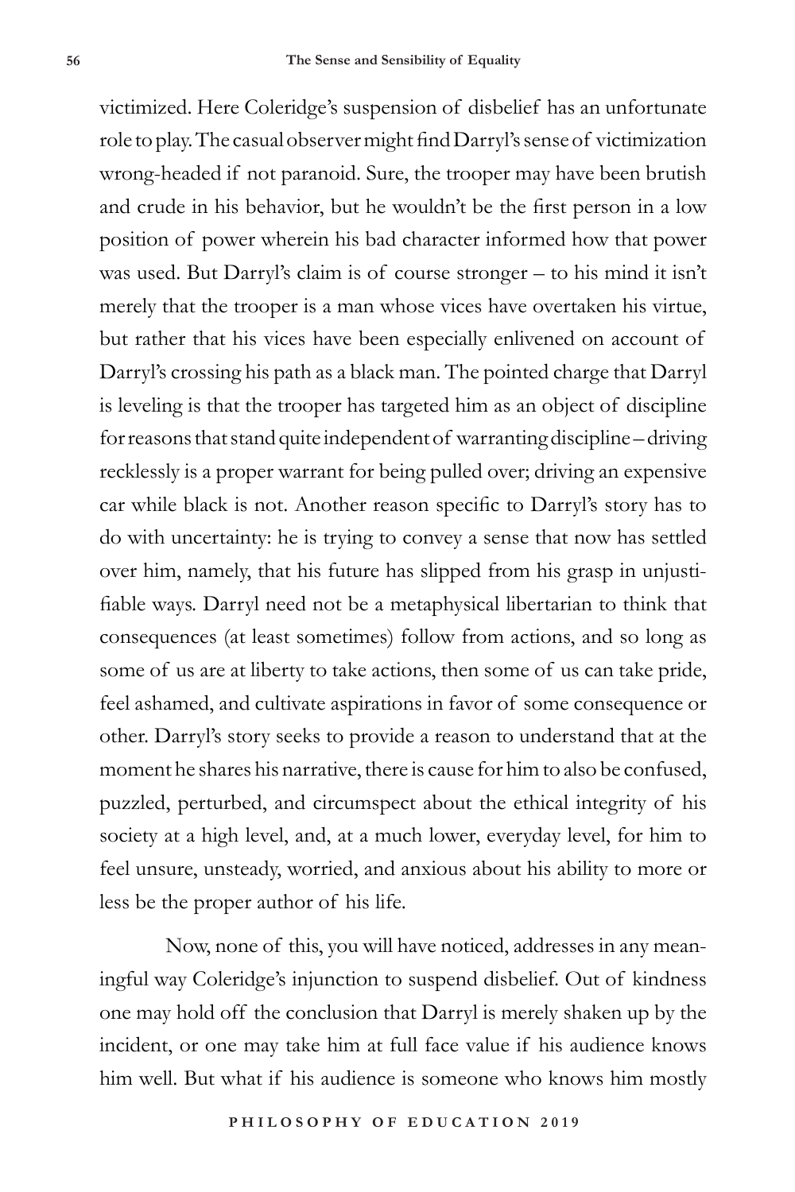victimized. Here Coleridge's suspension of disbelief has an unfortunate role to play. The casual observer might find Darryl's sense of victimization wrong-headed if not paranoid. Sure, the trooper may have been brutish and crude in his behavior, but he wouldn't be the first person in a low position of power wherein his bad character informed how that power was used. But Darryl's claim is of course stronger – to his mind it isn't merely that the trooper is a man whose vices have overtaken his virtue, but rather that his vices have been especially enlivened on account of Darryl's crossing his path as a black man. The pointed charge that Darryl is leveling is that the trooper has targeted him as an object of discipline for reasons that stand quite independent of warranting discipline – driving recklessly is a proper warrant for being pulled over; driving an expensive car while black is not. Another reason specific to Darryl's story has to do with uncertainty: he is trying to convey a sense that now has settled over him, namely, that his future has slipped from his grasp in unjustifiable ways. Darryl need not be a metaphysical libertarian to think that consequences (at least sometimes) follow from actions, and so long as some of us are at liberty to take actions, then some of us can take pride, feel ashamed, and cultivate aspirations in favor of some consequence or other. Darryl's story seeks to provide a reason to understand that at the moment he shares his narrative, there is cause for him to also be confused, puzzled, perturbed, and circumspect about the ethical integrity of his society at a high level, and, at a much lower, everyday level, for him to feel unsure, unsteady, worried, and anxious about his ability to more or less be the proper author of his life.

Now, none of this, you will have noticed, addresses in any meaningful way Coleridge's injunction to suspend disbelief. Out of kindness one may hold off the conclusion that Darryl is merely shaken up by the incident, or one may take him at full face value if his audience knows him well. But what if his audience is someone who knows him mostly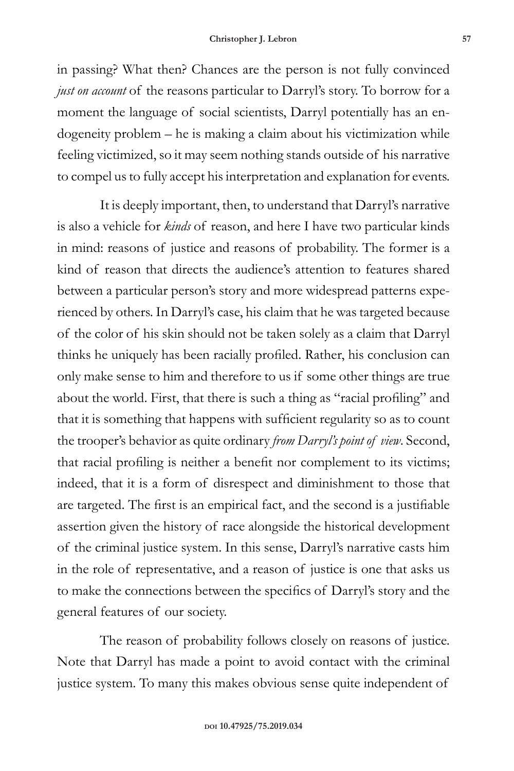in passing? What then? Chances are the person is not fully convinced *just on account* of the reasons particular to Darryl's story. To borrow for a moment the language of social scientists, Darryl potentially has an endogeneity problem – he is making a claim about his victimization while feeling victimized, so it may seem nothing stands outside of his narrative to compel us to fully accept his interpretation and explanation for events.

It is deeply important, then, to understand that Darryl's narrative is also a vehicle for *kinds* of reason, and here I have two particular kinds in mind: reasons of justice and reasons of probability. The former is a kind of reason that directs the audience's attention to features shared between a particular person's story and more widespread patterns experienced by others. In Darryl's case, his claim that he was targeted because of the color of his skin should not be taken solely as a claim that Darryl thinks he uniquely has been racially profiled. Rather, his conclusion can only make sense to him and therefore to us if some other things are true about the world. First, that there is such a thing as "racial profiling" and that it is something that happens with sufficient regularity so as to count the trooper's behavior as quite ordinary *from Darryl's point of view*. Second, that racial profiling is neither a benefit nor complement to its victims; indeed, that it is a form of disrespect and diminishment to those that are targeted. The first is an empirical fact, and the second is a justifiable assertion given the history of race alongside the historical development of the criminal justice system. In this sense, Darryl's narrative casts him in the role of representative, and a reason of justice is one that asks us to make the connections between the specifics of Darryl's story and the general features of our society.

The reason of probability follows closely on reasons of justice. Note that Darryl has made a point to avoid contact with the criminal justice system. To many this makes obvious sense quite independent of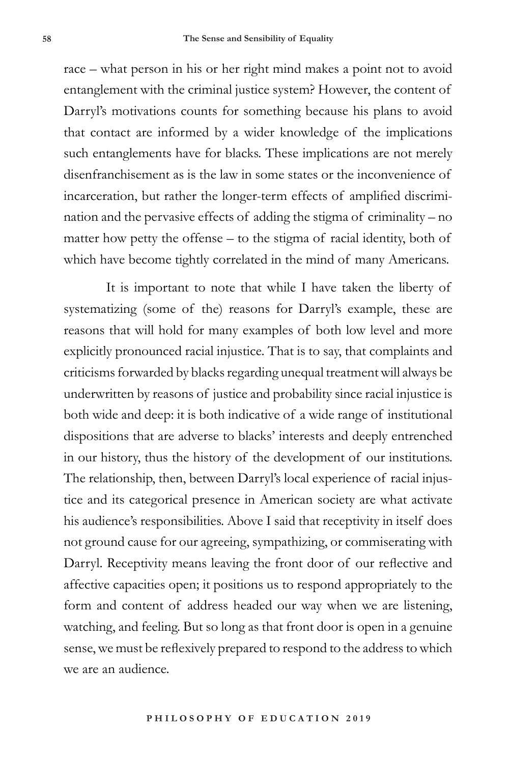race – what person in his or her right mind makes a point not to avoid entanglement with the criminal justice system? However, the content of Darryl's motivations counts for something because his plans to avoid that contact are informed by a wider knowledge of the implications such entanglements have for blacks. These implications are not merely disenfranchisement as is the law in some states or the inconvenience of incarceration, but rather the longer-term effects of amplified discrimination and the pervasive effects of adding the stigma of criminality – no matter how petty the offense – to the stigma of racial identity, both of which have become tightly correlated in the mind of many Americans.

It is important to note that while I have taken the liberty of systematizing (some of the) reasons for Darryl's example, these are reasons that will hold for many examples of both low level and more explicitly pronounced racial injustice. That is to say, that complaints and criticisms forwarded by blacks regarding unequal treatment will always be underwritten by reasons of justice and probability since racial injustice is both wide and deep: it is both indicative of a wide range of institutional dispositions that are adverse to blacks' interests and deeply entrenched in our history, thus the history of the development of our institutions. The relationship, then, between Darryl's local experience of racial injustice and its categorical presence in American society are what activate his audience's responsibilities. Above I said that receptivity in itself does not ground cause for our agreeing, sympathizing, or commiserating with Darryl. Receptivity means leaving the front door of our reflective and affective capacities open; it positions us to respond appropriately to the form and content of address headed our way when we are listening, watching, and feeling. But so long as that front door is open in a genuine sense, we must be reflexively prepared to respond to the address to which we are an audience.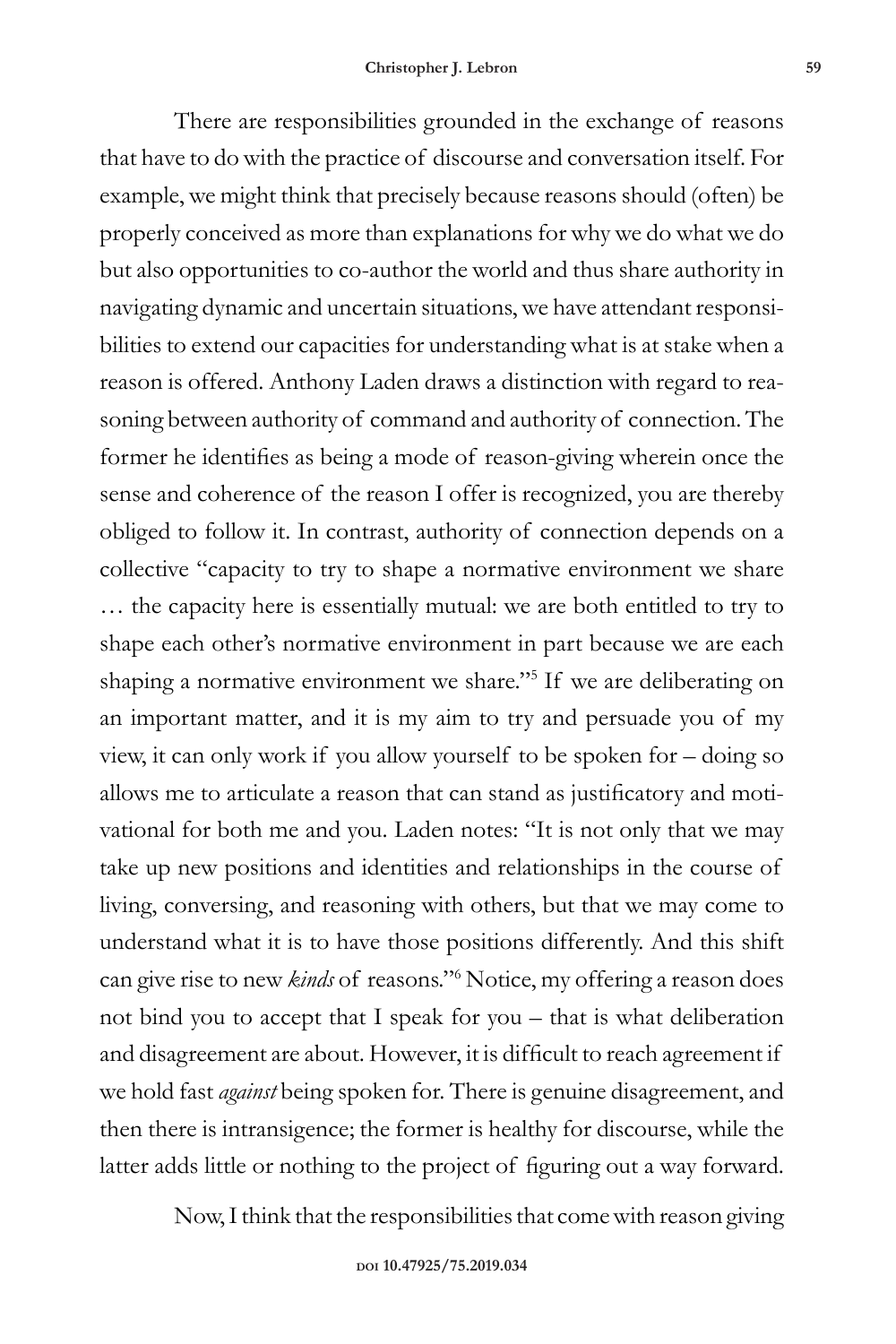There are responsibilities grounded in the exchange of reasons that have to do with the practice of discourse and conversation itself. For example, we might think that precisely because reasons should (often) be properly conceived as more than explanations for why we do what we do but also opportunities to co-author the world and thus share authority in navigating dynamic and uncertain situations, we have attendant responsibilities to extend our capacities for understanding what is at stake when a reason is offered. Anthony Laden draws a distinction with regard to reasoning between authority of command and authority of connection. The former he identifies as being a mode of reason-giving wherein once the sense and coherence of the reason I offer is recognized, you are thereby obliged to follow it. In contrast, authority of connection depends on a collective "capacity to try to shape a normative environment we share … the capacity here is essentially mutual: we are both entitled to try to shape each other's normative environment in part because we are each shaping a normative environment we share."[5] If we are deliberating on an important matter, and it is my aim to try and persuade you of my view, it can only work if you allow yourself to be spoken for – doing so allows me to articulate a reason that can stand as justificatory and motivational for both me and you. Laden notes: "It is not only that we may take up new positions and identities and relationships in the course of living, conversing, and reasoning with others, but that we may come to understand what it is to have those positions differently. And this shift can give rise to new *kinds* of reasons."[6] Notice, my offering a reason does not bind you to accept that I speak for you – that is what deliberation and disagreement are about. However, it is difficult to reach agreement if we hold fast *against* being spoken for. There is genuine disagreement, and then there is intransigence; the former is healthy for discourse, while the latter adds little or nothing to the project of figuring out a way forward.

Now, I think that the responsibilities that come with reason giving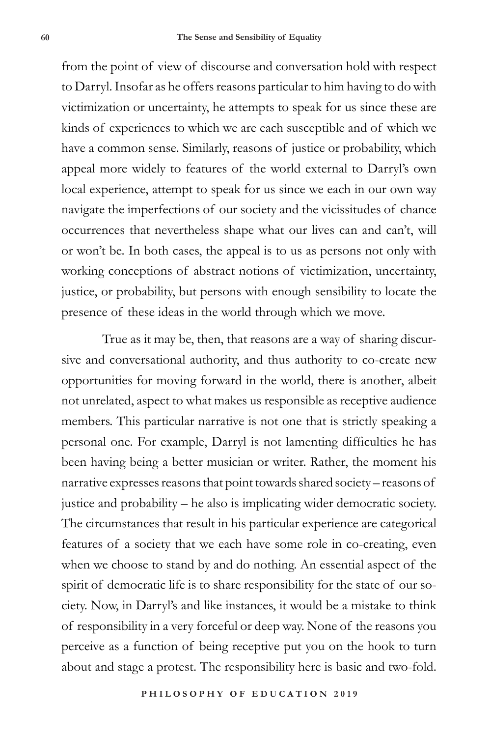from the point of view of discourse and conversation hold with respect to Darryl. Insofar as he offers reasons particular to him having to do with victimization or uncertainty, he attempts to speak for us since these are kinds of experiences to which we are each susceptible and of which we have a common sense. Similarly, reasons of justice or probability, which appeal more widely to features of the world external to Darryl's own local experience, attempt to speak for us since we each in our own way navigate the imperfections of our society and the vicissitudes of chance occurrences that nevertheless shape what our lives can and can't, will or won't be. In both cases, the appeal is to us as persons not only with working conceptions of abstract notions of victimization, uncertainty, justice, or probability, but persons with enough sensibility to locate the presence of these ideas in the world through which we move.

True as it may be, then, that reasons are a way of sharing discursive and conversational authority, and thus authority to co-create new opportunities for moving forward in the world, there is another, albeit not unrelated, aspect to what makes us responsible as receptive audience members. This particular narrative is not one that is strictly speaking a personal one. For example, Darryl is not lamenting difficulties he has been having being a better musician or writer. Rather, the moment his narrative expresses reasons that point towards shared society – reasons of justice and probability – he also is implicating wider democratic society. The circumstances that result in his particular experience are categorical features of a society that we each have some role in co-creating, even when we choose to stand by and do nothing. An essential aspect of the spirit of democratic life is to share responsibility for the state of our society. Now, in Darryl's and like instances, it would be a mistake to think of responsibility in a very forceful or deep way. None of the reasons you perceive as a function of being receptive put you on the hook to turn about and stage a protest. The responsibility here is basic and two-fold.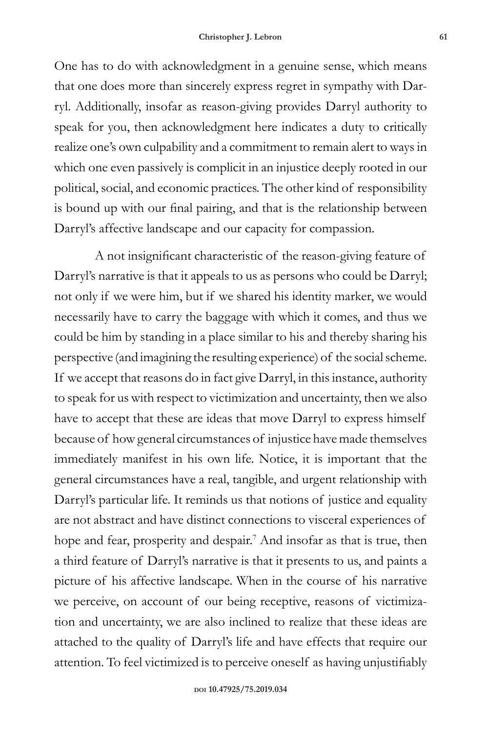One has to do with acknowledgment in a genuine sense, which means that one does more than sincerely express regret in sympathy with Darryl. Additionally, insofar as reason-giving provides Darryl authority to speak for you, then acknowledgment here indicates a duty to critically realize one's own culpability and a commitment to remain alert to ways in which one even passively is complicit in an injustice deeply rooted in our political, social, and economic practices. The other kind of responsibility is bound up with our final pairing, and that is the relationship between Darryl's affective landscape and our capacity for compassion.

A not insignificant characteristic of the reason-giving feature of Darryl's narrative is that it appeals to us as persons who could be Darryl; not only if we were him, but if we shared his identity marker, we would necessarily have to carry the baggage with which it comes, and thus we could be him by standing in a place similar to his and thereby sharing his perspective (and imagining the resulting experience) of the social scheme. If we accept that reasons do in fact give Darryl, in this instance, authority to speak for us with respect to victimization and uncertainty, then we also have to accept that these are ideas that move Darryl to express himself because of how general circumstances of injustice have made themselves immediately manifest in his own life. Notice, it is important that the general circumstances have a real, tangible, and urgent relationship with Darryl's particular life. It reminds us that notions of justice and equality are not abstract and have distinct connections to visceral experiences of hope and fear, prosperity and despair.[7] And insofar as that is true, then a third feature of Darryl's narrative is that it presents to us, and paints a picture of his affective landscape. When in the course of his narrative we perceive, on account of our being receptive, reasons of victimization and uncertainty, we are also inclined to realize that these ideas are attached to the quality of Darryl's life and have effects that require our attention. To feel victimized is to perceive oneself as having unjustifiably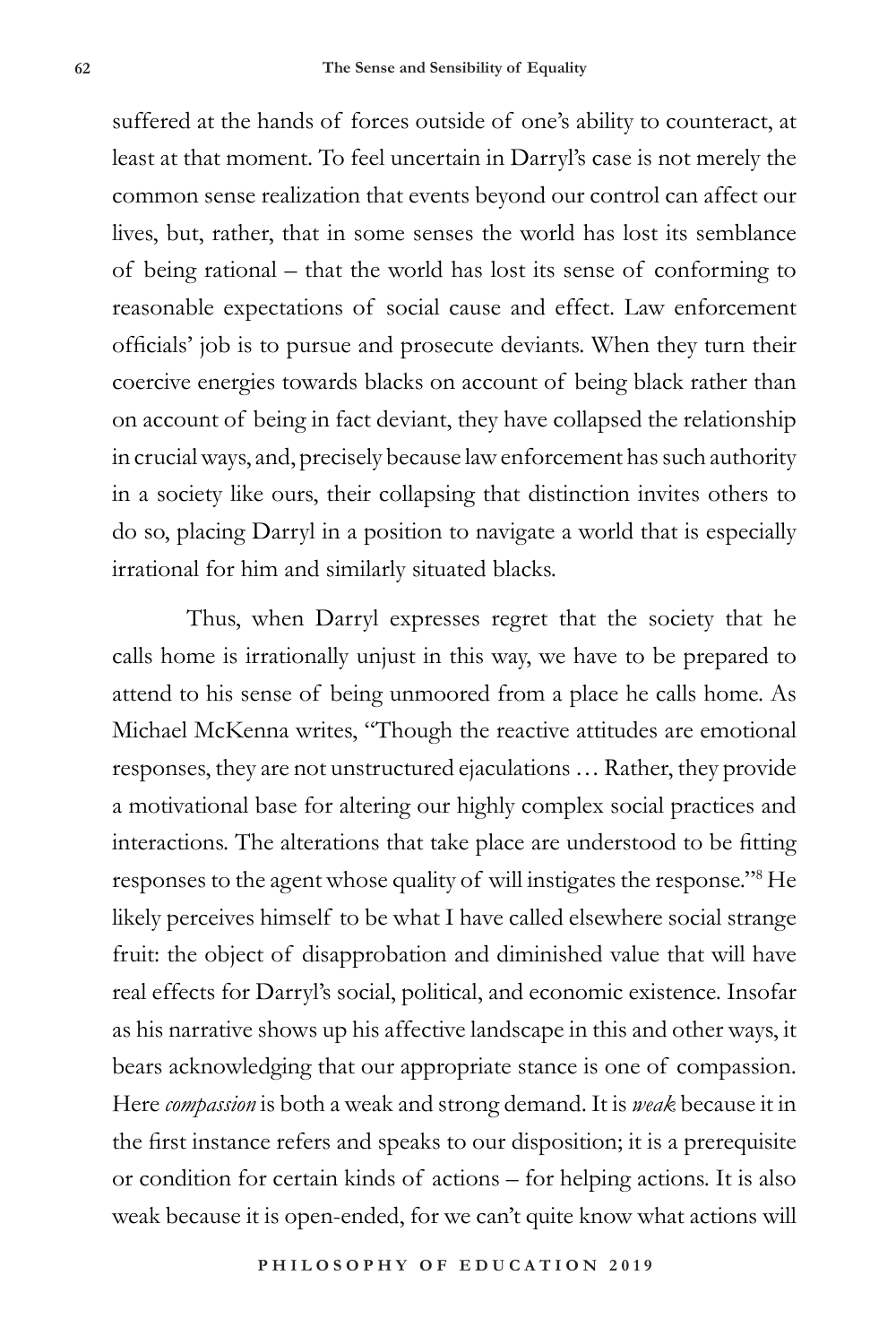suffered at the hands of forces outside of one's ability to counteract, at least at that moment. To feel uncertain in Darryl's case is not merely the common sense realization that events beyond our control can affect our lives, but, rather, that in some senses the world has lost its semblance of being rational – that the world has lost its sense of conforming to reasonable expectations of social cause and effect. Law enforcement officials' job is to pursue and prosecute deviants. When they turn their coercive energies towards blacks on account of being black rather than on account of being in fact deviant, they have collapsed the relationship in crucial ways, and, precisely because law enforcement has such authority in a society like ours, their collapsing that distinction invites others to do so, placing Darryl in a position to navigate a world that is especially irrational for him and similarly situated blacks.

Thus, when Darryl expresses regret that the society that he calls home is irrationally unjust in this way, we have to be prepared to attend to his sense of being unmoored from a place he calls home. As Michael McKenna writes, "Though the reactive attitudes are emotional responses, they are not unstructured ejaculations … Rather, they provide a motivational base for altering our highly complex social practices and interactions. The alterations that take place are understood to be fitting responses to the agent whose quality of will instigates the response."[8] He likely perceives himself to be what I have called elsewhere social strange fruit: the object of disapprobation and diminished value that will have real effects for Darryl's social, political, and economic existence. Insofar as his narrative shows up his affective landscape in this and other ways, it bears acknowledging that our appropriate stance is one of compassion. Here *compassion* is both a weak and strong demand. It is *weak* because it in the first instance refers and speaks to our disposition; it is a prerequisite or condition for certain kinds of actions – for helping actions. It is also weak because it is open-ended, for we can't quite know what actions will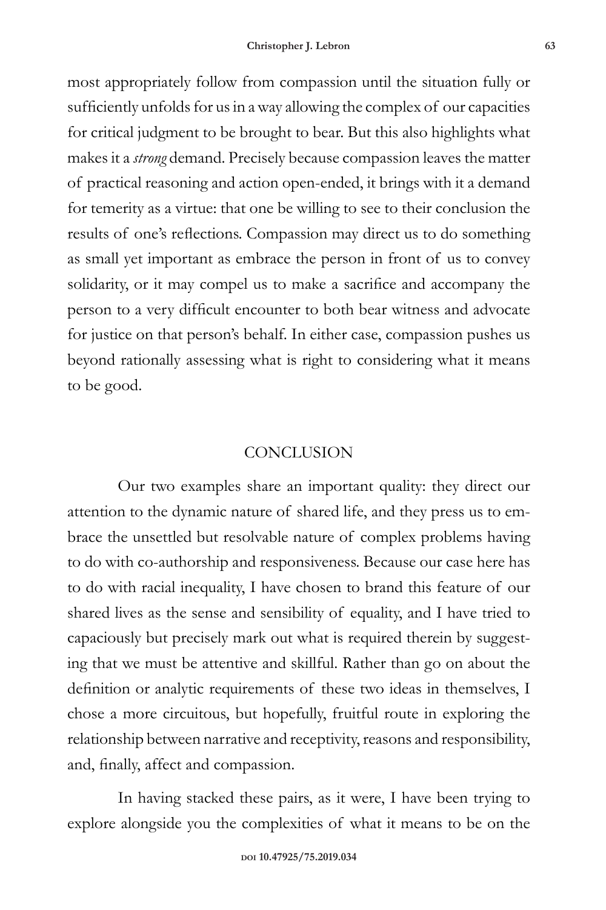most appropriately follow from compassion until the situation fully or sufficiently unfolds for us in a way allowing the complex of our capacities for critical judgment to be brought to bear. But this also highlights what makes it a *strong* demand. Precisely because compassion leaves the matter of practical reasoning and action open-ended, it brings with it a demand for temerity as a virtue: that one be willing to see to their conclusion the results of one's reflections. Compassion may direct us to do something as small yet important as embrace the person in front of us to convey solidarity, or it may compel us to make a sacrifice and accompany the person to a very difficult encounter to both bear witness and advocate for justice on that person's behalf. In either case, compassion pushes us beyond rationally assessing what is right to considering what it means to be good.

## CONCLUSION

Our two examples share an important quality: they direct our attention to the dynamic nature of shared life, and they press us to embrace the unsettled but resolvable nature of complex problems having to do with co-authorship and responsiveness. Because our case here has to do with racial inequality, I have chosen to brand this feature of our shared lives as the sense and sensibility of equality, and I have tried to capaciously but precisely mark out what is required therein by suggesting that we must be attentive and skillful. Rather than go on about the definition or analytic requirements of these two ideas in themselves, I chose a more circuitous, but hopefully, fruitful route in exploring the relationship between narrative and receptivity, reasons and responsibility, and, finally, affect and compassion.

In having stacked these pairs, as it were, I have been trying to explore alongside you the complexities of what it means to be on the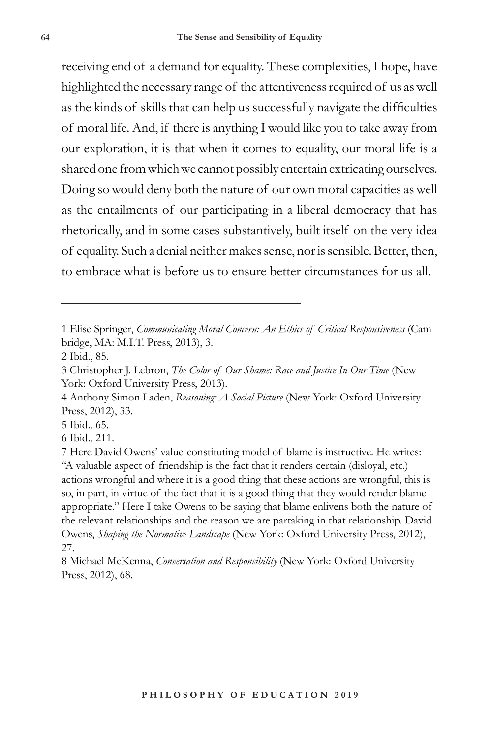receiving end of a demand for equality. These complexities, I hope, have highlighted the necessary range of the attentiveness required of us as well as the kinds of skills that can help us successfully navigate the difficulties of moral life. And, if there is anything I would like you to take away from our exploration, it is that when it comes to equality, our moral life is a shared one from which we cannot possibly entertain extricating ourselves. Doing so would deny both the nature of our own moral capacities as well as the entailments of our participating in a liberal democracy that has rhetorically, and in some cases substantively, built itself on the very idea of equality. Such a denial neither makes sense, nor is sensible. Better, then, to embrace what is before us to ensure better circumstances for us all.

---

1 Elise Springer, *Communicating Moral Concern: An Ethics of Critical Responsiveness* (Cambridge, MA: M.I.T. Press, 2013), 3.

2 Ibid., 85.

3 Christopher J. Lebron, *The Color of Our Shame: Race and Justice In Our Time* (New York: Oxford University Press, 2013).

4 Anthony Simon Laden, *Reasoning: A Social Picture* (New York: Oxford University Press, 2012), 33.

5 Ibid., 65.

6 Ibid., 211.

7 Here David Owens' value-constituting model of blame is instructive. He writes: "A valuable aspect of friendship is the fact that it renders certain (disloyal, etc.) actions wrongful and where it is a good thing that these actions are wrongful, this is so, in part, in virtue of the fact that it is a good thing that they would render blame appropriate." Here I take Owens to be saying that blame enlivens both the nature of the relevant relationships and the reason we are partaking in that relationship. David Owens, *Shaping the Normative Landscape* (New York: Oxford University Press, 2012), 27.

8 Michael McKenna, *Conversation and Responsibility* (New York: Oxford University Press, 2012), 68.